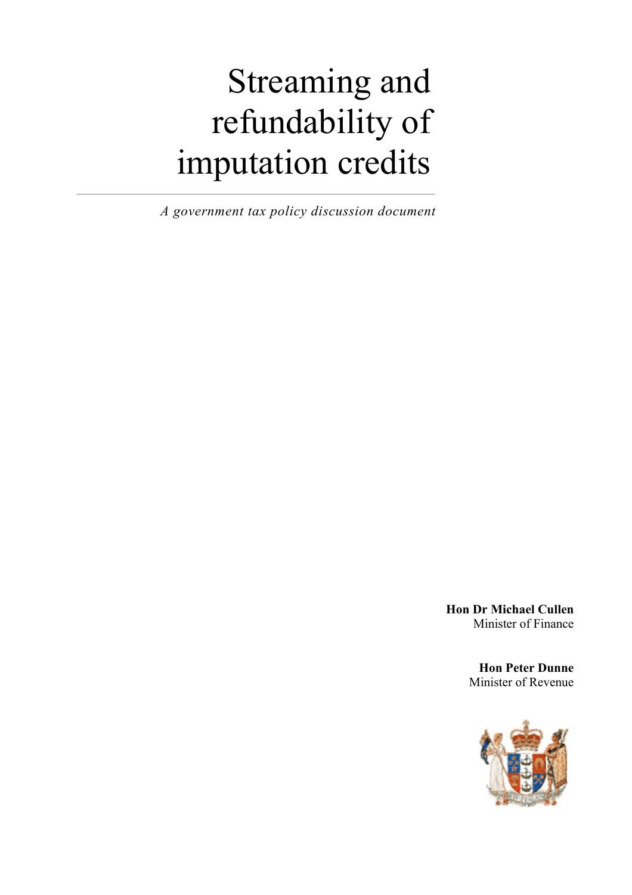# Streaming and refundability of imputation credits

*A government tax policy discussion document*

**Hon Dr Michael Cullen**
Minister of Finance

**Hon Peter Dunne**
Minister of Revenue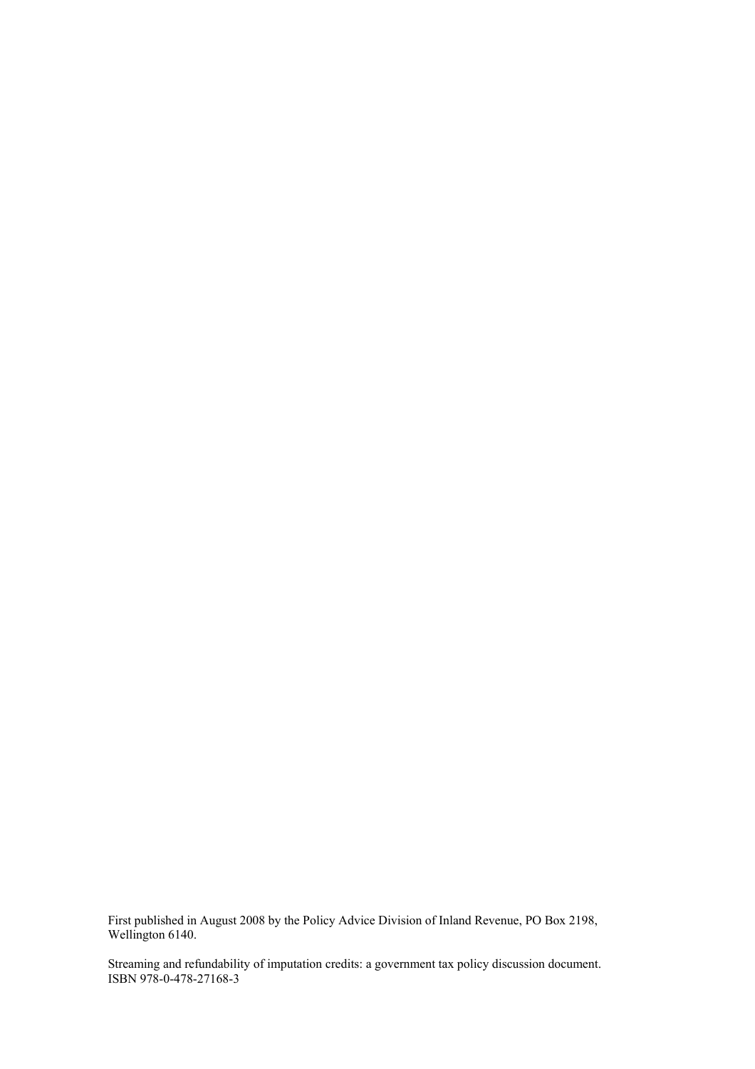First published in August 2008 by the Policy Advice Division of Inland Revenue, PO Box 2198, Wellington 6140.

Streaming and refundability of imputation credits: a government tax policy discussion document.
ISBN 978-0-478-27168-3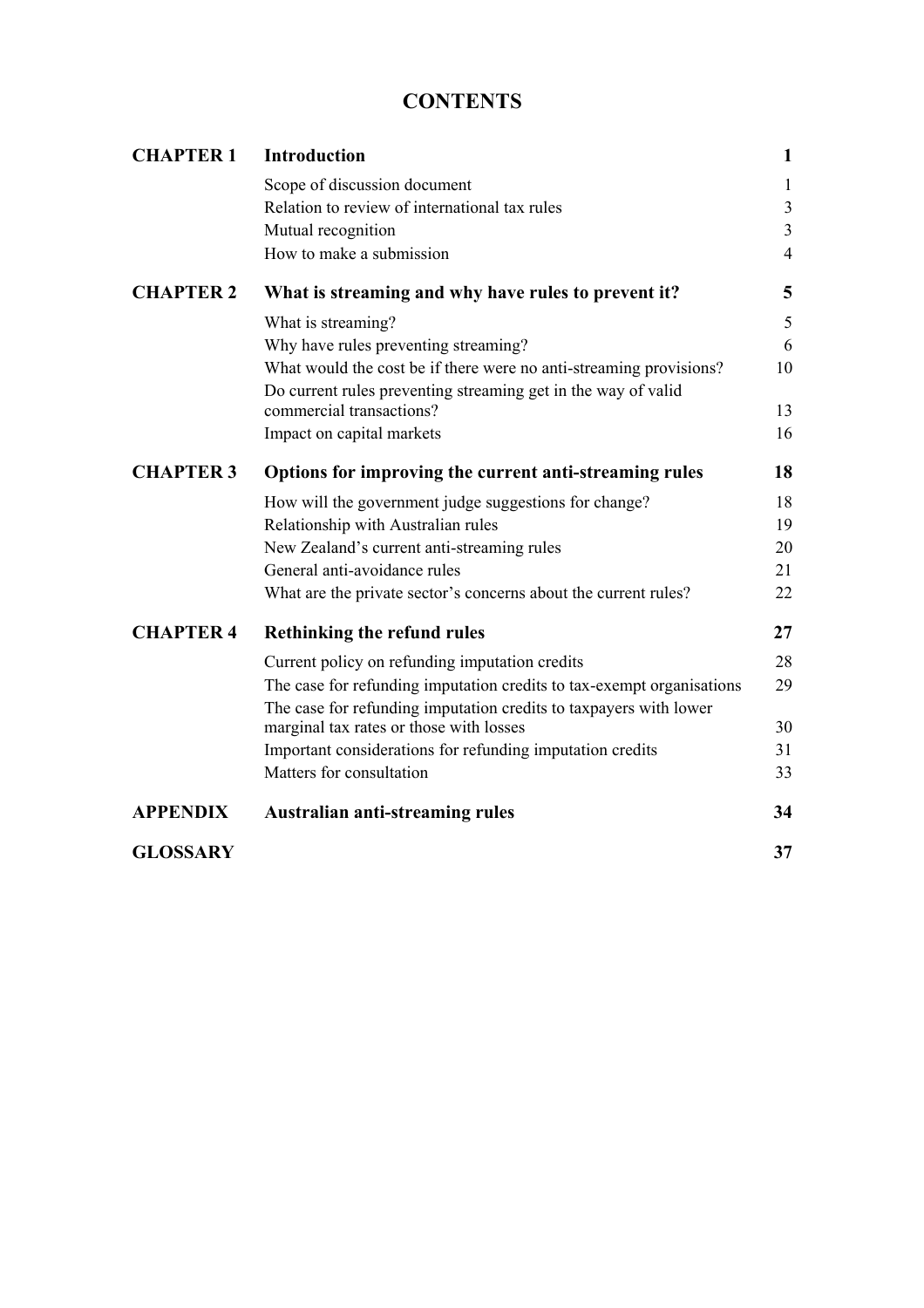# CONTENTS

| | | |
|---|---|---|
| **CHAPTER 1** | **Introduction** | **1** |
| | Scope of discussion document | 1 |
| | Relation to review of international tax rules | 3 |
| | Mutual recognition | 3 |
| | How to make a submission | 4 |
| **CHAPTER 2** | **What is streaming and why have rules to prevent it?** | **5** |
| | What is streaming? | 5 |
| | Why have rules preventing streaming? | 6 |
| | What would the cost be if there were no anti-streaming provisions? | 10 |
| | Do current rules preventing streaming get in the way of valid commercial transactions? | 13 |
| | Impact on capital markets | 16 |
| **CHAPTER 3** | **Options for improving the current anti-streaming rules** | **18** |
| | How will the government judge suggestions for change? | 18 |
| | Relationship with Australian rules | 19 |
| | New Zealand's current anti-streaming rules | 20 |
| | General anti-avoidance rules | 21 |
| | What are the private sector's concerns about the current rules? | 22 |
| **CHAPTER 4** | **Rethinking the refund rules** | **27** |
| | Current policy on refunding imputation credits | 28 |
| | The case for refunding imputation credits to tax-exempt organisations | 29 |
| | The case for refunding imputation credits to taxpayers with lower marginal tax rates or those with losses | 30 |
| | Important considerations for refunding imputation credits | 31 |
| | Matters for consultation | 33 |
| **APPENDIX** | **Australian anti-streaming rules** | **34** |
| **GLOSSARY** | | **37** |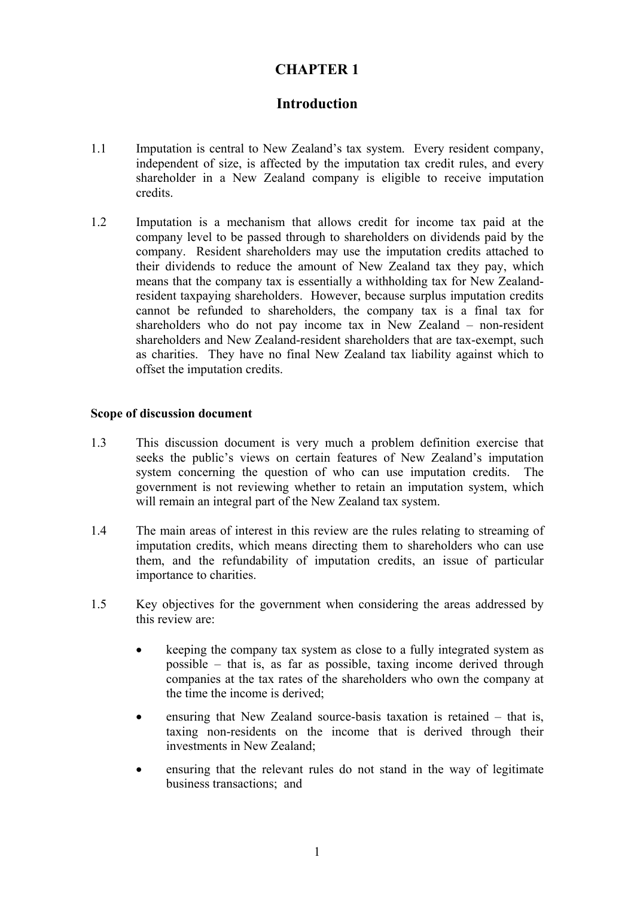# CHAPTER 1

## Introduction

1.1 Imputation is central to New Zealand's tax system. Every resident company, independent of size, is affected by the imputation tax credit rules, and every shareholder in a New Zealand company is eligible to receive imputation credits.

1.2 Imputation is a mechanism that allows credit for income tax paid at the company level to be passed through to shareholders on dividends paid by the company. Resident shareholders may use the imputation credits attached to their dividends to reduce the amount of New Zealand tax they pay, which means that the company tax is essentially a withholding tax for New Zealand-resident taxpaying shareholders. However, because surplus imputation credits cannot be refunded to shareholders, the company tax is a final tax for shareholders who do not pay income tax in New Zealand – non-resident shareholders and New Zealand-resident shareholders that are tax-exempt, such as charities. They have no final New Zealand tax liability against which to offset the imputation credits.

### Scope of discussion document

1.3 This discussion document is very much a problem definition exercise that seeks the public's views on certain features of New Zealand's imputation system concerning the question of who can use imputation credits. The government is not reviewing whether to retain an imputation system, which will remain an integral part of the New Zealand tax system.

1.4 The main areas of interest in this review are the rules relating to streaming of imputation credits, which means directing them to shareholders who can use them, and the refundability of imputation credits, an issue of particular importance to charities.

1.5 Key objectives for the government when considering the areas addressed by this review are:

- keeping the company tax system as close to a fully integrated system as possible – that is, as far as possible, taxing income derived through companies at the tax rates of the shareholders who own the company at the time the income is derived;
- ensuring that New Zealand source-basis taxation is retained – that is, taxing non-residents on the income that is derived through their investments in New Zealand;
- ensuring that the relevant rules do not stand in the way of legitimate business transactions; and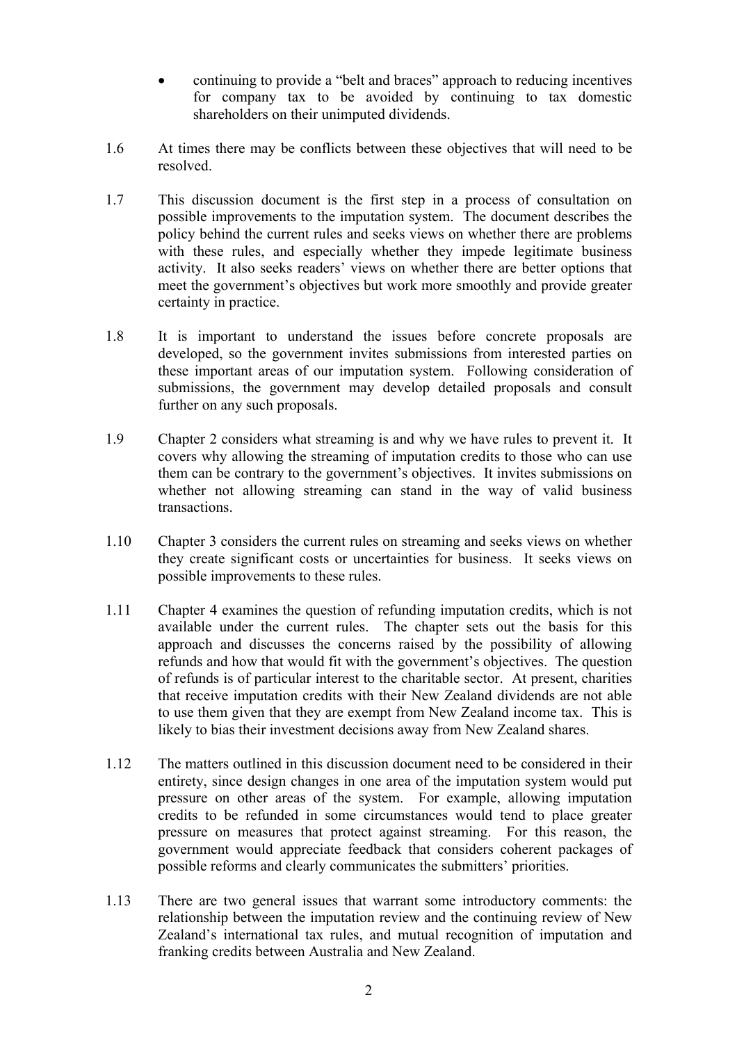- continuing to provide a "belt and braces" approach to reducing incentives for company tax to be avoided by continuing to tax domestic shareholders on their unimputed dividends.

1.6 At times there may be conflicts between these objectives that will need to be resolved.

1.7 This discussion document is the first step in a process of consultation on possible improvements to the imputation system. The document describes the policy behind the current rules and seeks views on whether there are problems with these rules, and especially whether they impede legitimate business activity. It also seeks readers' views on whether there are better options that meet the government's objectives but work more smoothly and provide greater certainty in practice.

1.8 It is important to understand the issues before concrete proposals are developed, so the government invites submissions from interested parties on these important areas of our imputation system. Following consideration of submissions, the government may develop detailed proposals and consult further on any such proposals.

1.9 Chapter 2 considers what streaming is and why we have rules to prevent it. It covers why allowing the streaming of imputation credits to those who can use them can be contrary to the government's objectives. It invites submissions on whether not allowing streaming can stand in the way of valid business transactions.

1.10 Chapter 3 considers the current rules on streaming and seeks views on whether they create significant costs or uncertainties for business. It seeks views on possible improvements to these rules.

1.11 Chapter 4 examines the question of refunding imputation credits, which is not available under the current rules. The chapter sets out the basis for this approach and discusses the concerns raised by the possibility of allowing refunds and how that would fit with the government's objectives. The question of refunds is of particular interest to the charitable sector. At present, charities that receive imputation credits with their New Zealand dividends are not able to use them given that they are exempt from New Zealand income tax. This is likely to bias their investment decisions away from New Zealand shares.

1.12 The matters outlined in this discussion document need to be considered in their entirety, since design changes in one area of the imputation system would put pressure on other areas of the system. For example, allowing imputation credits to be refunded in some circumstances would tend to place greater pressure on measures that protect against streaming. For this reason, the government would appreciate feedback that considers coherent packages of possible reforms and clearly communicates the submitters' priorities.

1.13 There are two general issues that warrant some introductory comments: the relationship between the imputation review and the continuing review of New Zealand's international tax rules, and mutual recognition of imputation and franking credits between Australia and New Zealand.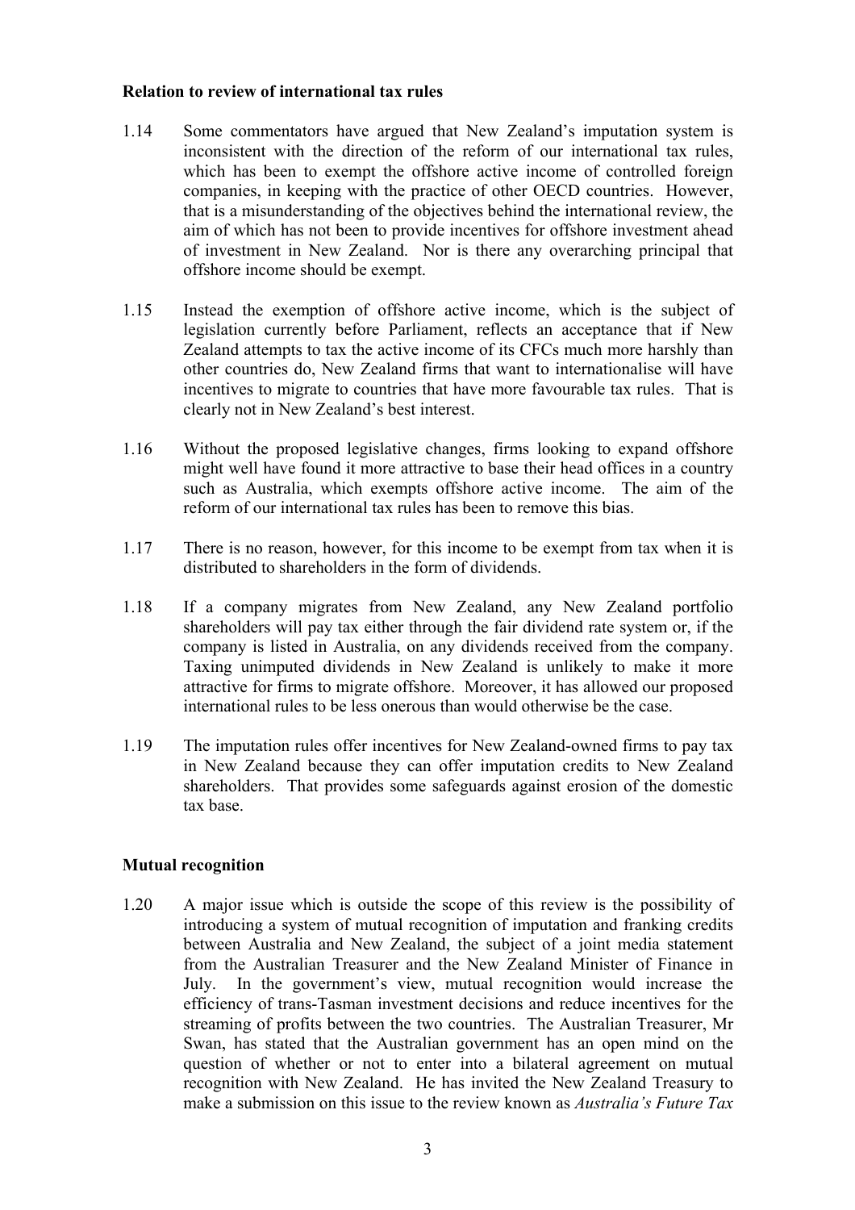**Relation to review of international tax rules**

1.14 Some commentators have argued that New Zealand's imputation system is inconsistent with the direction of the reform of our international tax rules, which has been to exempt the offshore active income of controlled foreign companies, in keeping with the practice of other OECD countries. However, that is a misunderstanding of the objectives behind the international review, the aim of which has not been to provide incentives for offshore investment ahead of investment in New Zealand. Nor is there any overarching principal that offshore income should be exempt.

1.15 Instead the exemption of offshore active income, which is the subject of legislation currently before Parliament, reflects an acceptance that if New Zealand attempts to tax the active income of its CFCs much more harshly than other countries do, New Zealand firms that want to internationalise will have incentives to migrate to countries that have more favourable tax rules. That is clearly not in New Zealand's best interest.

1.16 Without the proposed legislative changes, firms looking to expand offshore might well have found it more attractive to base their head offices in a country such as Australia, which exempts offshore active income. The aim of the reform of our international tax rules has been to remove this bias.

1.17 There is no reason, however, for this income to be exempt from tax when it is distributed to shareholders in the form of dividends.

1.18 If a company migrates from New Zealand, any New Zealand portfolio shareholders will pay tax either through the fair dividend rate system or, if the company is listed in Australia, on any dividends received from the company. Taxing unimputed dividends in New Zealand is unlikely to make it more attractive for firms to migrate offshore. Moreover, it has allowed our proposed international rules to be less onerous than would otherwise be the case.

1.19 The imputation rules offer incentives for New Zealand-owned firms to pay tax in New Zealand because they can offer imputation credits to New Zealand shareholders. That provides some safeguards against erosion of the domestic tax base.

**Mutual recognition**

1.20 A major issue which is outside the scope of this review is the possibility of introducing a system of mutual recognition of imputation and franking credits between Australia and New Zealand, the subject of a joint media statement from the Australian Treasurer and the New Zealand Minister of Finance in July. In the government's view, mutual recognition would increase the efficiency of trans-Tasman investment decisions and reduce incentives for the streaming of profits between the two countries. The Australian Treasurer, Mr Swan, has stated that the Australian government has an open mind on the question of whether or not to enter into a bilateral agreement on mutual recognition with New Zealand. He has invited the New Zealand Treasury to make a submission on this issue to the review known as *Australia's Future Tax*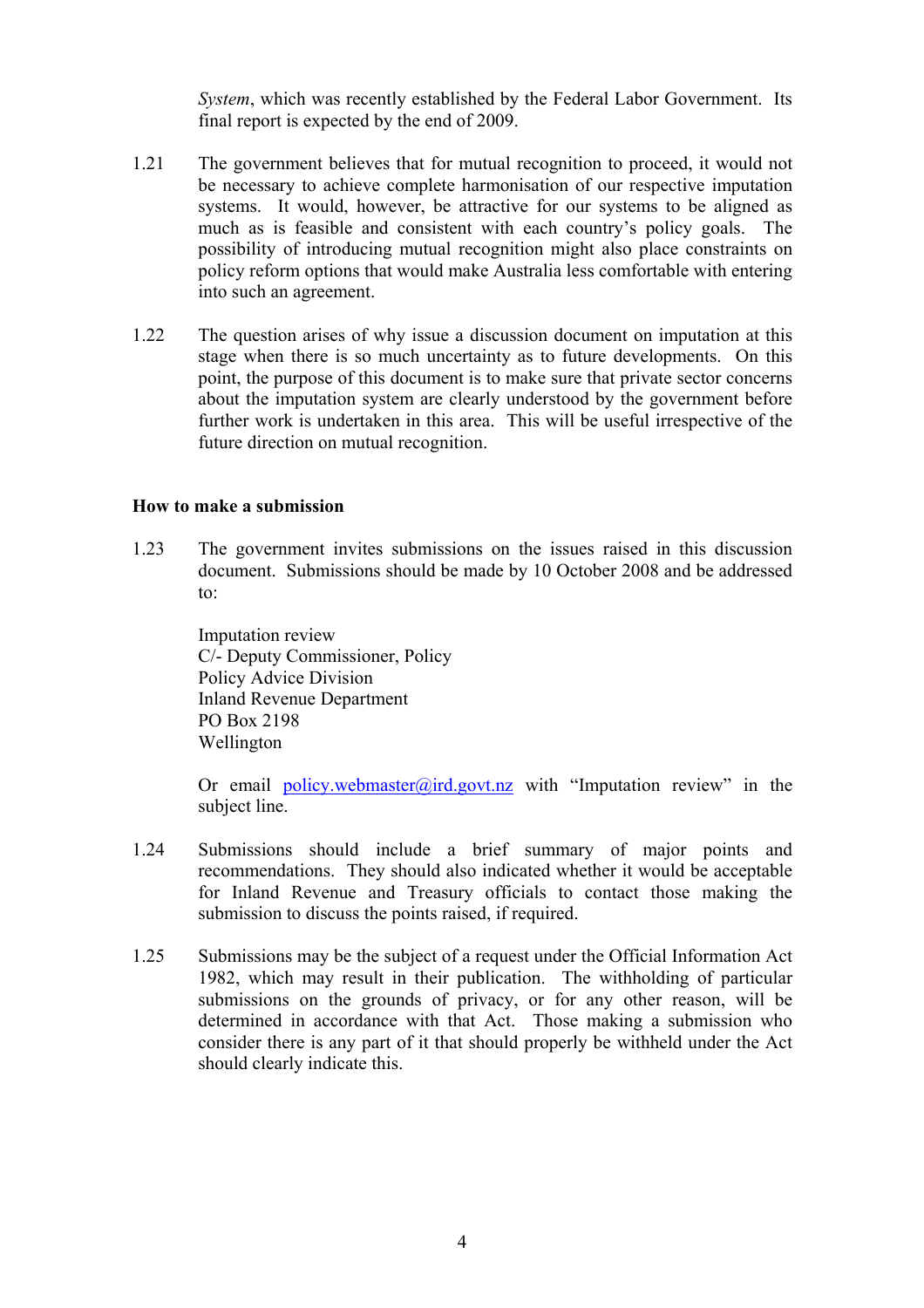*System*, which was recently established by the Federal Labor Government. Its final report is expected by the end of 2009.

1.21 The government believes that for mutual recognition to proceed, it would not be necessary to achieve complete harmonisation of our respective imputation systems. It would, however, be attractive for our systems to be aligned as much as is feasible and consistent with each country's policy goals. The possibility of introducing mutual recognition might also place constraints on policy reform options that would make Australia less comfortable with entering into such an agreement.

1.22 The question arises of why issue a discussion document on imputation at this stage when there is so much uncertainty as to future developments. On this point, the purpose of this document is to make sure that private sector concerns about the imputation system are clearly understood by the government before further work is undertaken in this area. This will be useful irrespective of the future direction on mutual recognition.

**How to make a submission**

1.23 The government invites submissions on the issues raised in this discussion document. Submissions should be made by 10 October 2008 and be addressed to:

Imputation review
C/- Deputy Commissioner, Policy
Policy Advice Division
Inland Revenue Department
PO Box 2198
Wellington

Or email policy.webmaster@ird.govt.nz with "Imputation review" in the subject line.

1.24 Submissions should include a brief summary of major points and recommendations. They should also indicated whether it would be acceptable for Inland Revenue and Treasury officials to contact those making the submission to discuss the points raised, if required.

1.25 Submissions may be the subject of a request under the Official Information Act 1982, which may result in their publication. The withholding of particular submissions on the grounds of privacy, or for any other reason, will be determined in accordance with that Act. Those making a submission who consider there is any part of it that should properly be withheld under the Act should clearly indicate this.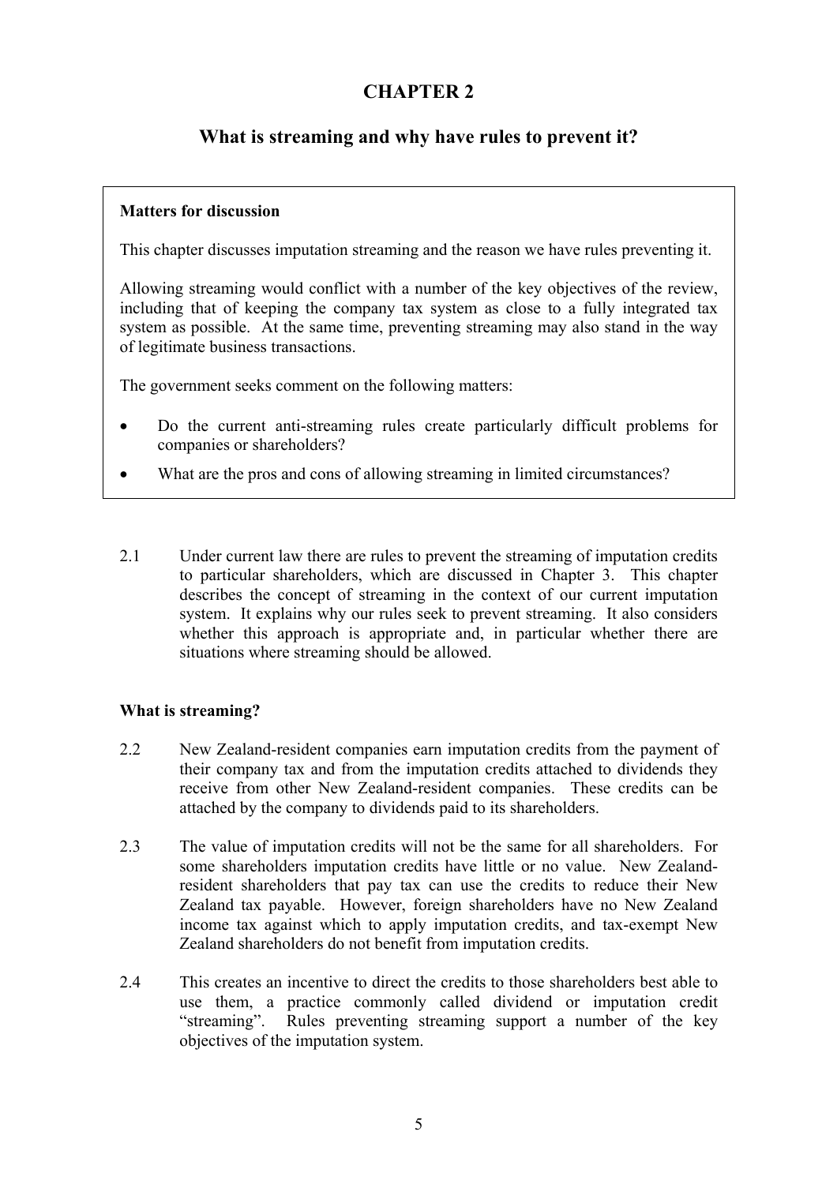# CHAPTER 2

## What is streaming and why have rules to prevent it?

> **Matters for discussion**
>
> This chapter discusses imputation streaming and the reason we have rules preventing it.
>
> Allowing streaming would conflict with a number of the key objectives of the review, including that of keeping the company tax system as close to a fully integrated tax system as possible. At the same time, preventing streaming may also stand in the way of legitimate business transactions.
>
> The government seeks comment on the following matters:
>
> - Do the current anti-streaming rules create particularly difficult problems for companies or shareholders?
> - What are the pros and cons of allowing streaming in limited circumstances?

2.1 Under current law there are rules to prevent the streaming of imputation credits to particular shareholders, which are discussed in Chapter 3. This chapter describes the concept of streaming in the context of our current imputation system. It explains why our rules seek to prevent streaming. It also considers whether this approach is appropriate and, in particular whether there are situations where streaming should be allowed.

### What is streaming?

2.2 New Zealand-resident companies earn imputation credits from the payment of their company tax and from the imputation credits attached to dividends they receive from other New Zealand-resident companies. These credits can be attached by the company to dividends paid to its shareholders.

2.3 The value of imputation credits will not be the same for all shareholders. For some shareholders imputation credits have little or no value. New Zealand-resident shareholders that pay tax can use the credits to reduce their New Zealand tax payable. However, foreign shareholders have no New Zealand income tax against which to apply imputation credits, and tax-exempt New Zealand shareholders do not benefit from imputation credits.

2.4 This creates an incentive to direct the credits to those shareholders best able to use them, a practice commonly called dividend or imputation credit "streaming". Rules preventing streaming support a number of the key objectives of the imputation system.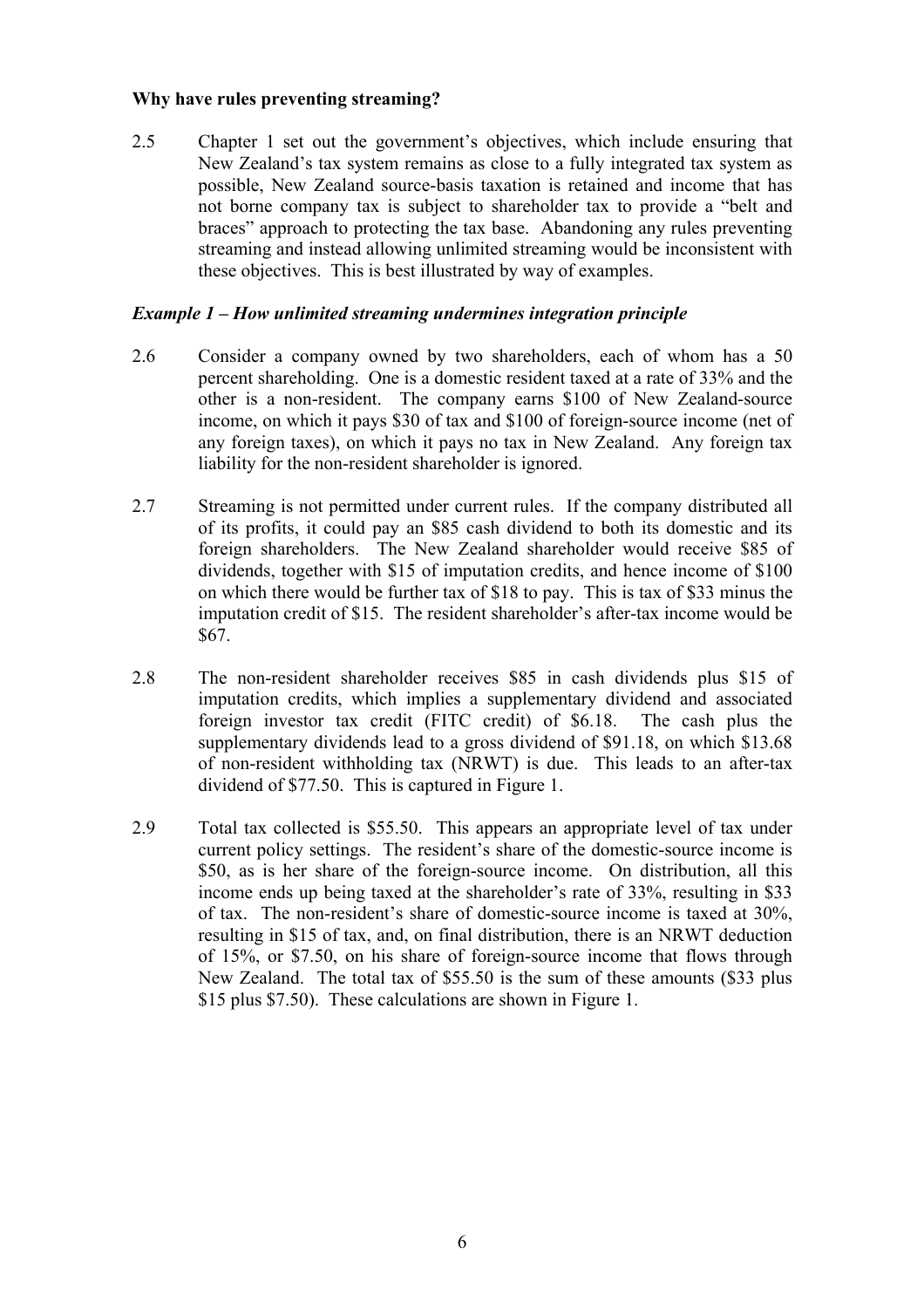**Why have rules preventing streaming?**

2.5 Chapter 1 set out the government's objectives, which include ensuring that New Zealand's tax system remains as close to a fully integrated tax system as possible, New Zealand source-basis taxation is retained and income that has not borne company tax is subject to shareholder tax to provide a "belt and braces" approach to protecting the tax base. Abandoning any rules preventing streaming and instead allowing unlimited streaming would be inconsistent with these objectives. This is best illustrated by way of examples.

***Example 1 – How unlimited streaming undermines integration principle***

2.6 Consider a company owned by two shareholders, each of whom has a 50 percent shareholding. One is a domestic resident taxed at a rate of 33% and the other is a non-resident. The company earns $100 of New Zealand-source income, on which it pays $30 of tax and $100 of foreign-source income (net of any foreign taxes), on which it pays no tax in New Zealand. Any foreign tax liability for the non-resident shareholder is ignored.

2.7 Streaming is not permitted under current rules. If the company distributed all of its profits, it could pay an $85 cash dividend to both its domestic and its foreign shareholders. The New Zealand shareholder would receive $85 of dividends, together with $15 of imputation credits, and hence income of $100 on which there would be further tax of $18 to pay. This is tax of $33 minus the imputation credit of $15. The resident shareholder's after-tax income would be $67.

2.8 The non-resident shareholder receives $85 in cash dividends plus $15 of imputation credits, which implies a supplementary dividend and associated foreign investor tax credit (FITC credit) of $6.18. The cash plus the supplementary dividends lead to a gross dividend of $91.18, on which $13.68 of non-resident withholding tax (NRWT) is due. This leads to an after-tax dividend of $77.50. This is captured in Figure 1.

2.9 Total tax collected is $55.50. This appears an appropriate level of tax under current policy settings. The resident's share of the domestic-source income is $50, as is her share of the foreign-source income. On distribution, all this income ends up being taxed at the shareholder's rate of 33%, resulting in $33 of tax. The non-resident's share of domestic-source income is taxed at 30%, resulting in $15 of tax, and, on final distribution, there is an NRWT deduction of 15%, or $7.50, on his share of foreign-source income that flows through New Zealand. The total tax of $55.50 is the sum of these amounts ($33 plus $15 plus $7.50). These calculations are shown in Figure 1.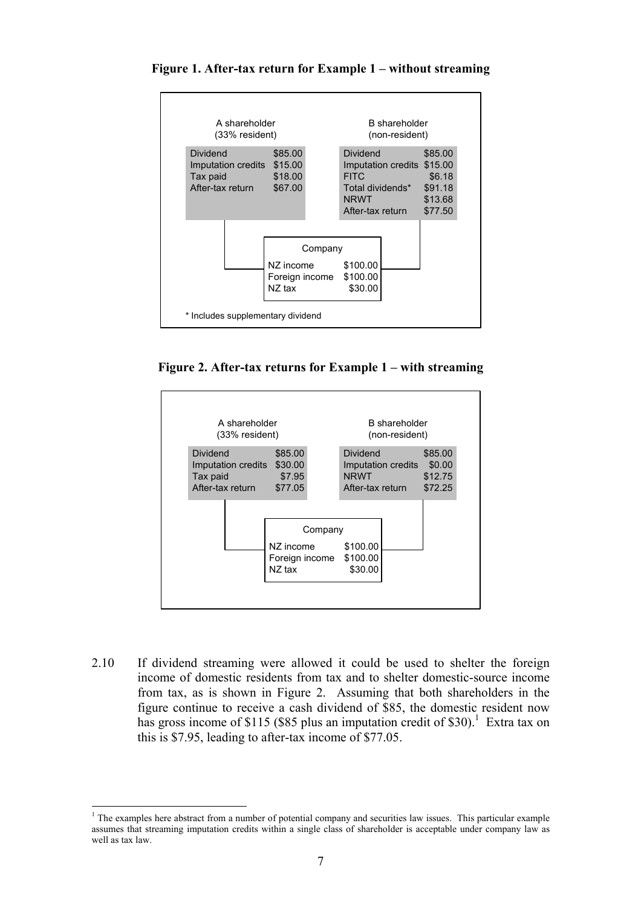**Figure 1. After-tax return for Example 1 – without streaming**

| A shareholder (33% resident) | |
|---|---|
| Dividend | $85.00 |
| Imputation credits | $15.00 |
| Tax paid | $18.00 |
| After-tax return | $67.00 |

| B shareholder (non-resident) | |
|---|---|
| Dividend | $85.00 |
| Imputation credits | $15.00 |
| FITC | $6.18 |
| Total dividends* | $91.18 |
| NRWT | $13.68 |
| After-tax return | $77.50 |

| Company | |
|---|---|
| NZ income | $100.00 |
| Foreign income | $100.00 |
| NZ tax | $30.00 |

\* Includes supplementary dividend

**Figure 2. After-tax returns for Example 1 – with streaming**

| A shareholder (33% resident) | |
|---|---|
| Dividend | $85.00 |
| Imputation credits | $30.00 |
| Tax paid | $7.95 |
| After-tax return | $77.05 |

| B shareholder (non-resident) | |
|---|---|
| Dividend | $85.00 |
| Imputation credits | $0.00 |
| NRWT | $12.75 |
| After-tax return | $72.25 |

| Company | |
|---|---|
| NZ income | $100.00 |
| Foreign income | $100.00 |
| NZ tax | $30.00 |

2.10 If dividend streaming were allowed it could be used to shelter the foreign income of domestic residents from tax and to shelter domestic-source income from tax, as is shown in Figure 2. Assuming that both shareholders in the figure continue to receive a cash dividend of $85, the domestic resident now has gross income of $115 ($85 plus an imputation credit of $30).[1] Extra tax on this is $7.95, leading to after-tax income of $77.05.

[1] The examples here abstract from a number of potential company and securities law issues. This particular example assumes that streaming imputation credits within a single class of shareholder is acceptable under company law as well as tax law.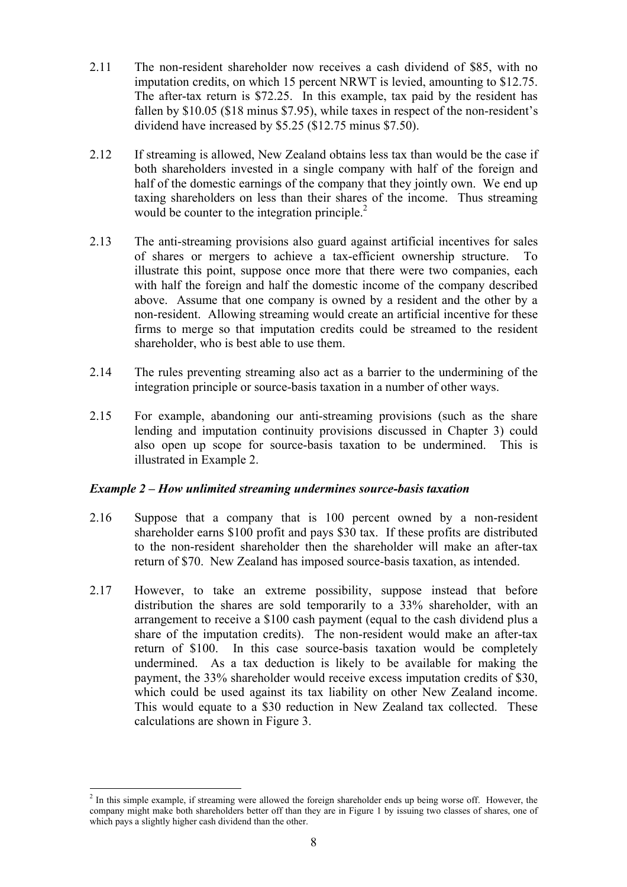2.11 The non-resident shareholder now receives a cash dividend of \$85, with no imputation credits, on which 15 percent NRWT is levied, amounting to \$12.75. The after-tax return is \$72.25. In this example, tax paid by the resident has fallen by \$10.05 (\$18 minus \$7.95), while taxes in respect of the non-resident's dividend have increased by \$5.25 (\$12.75 minus \$7.50).

2.12 If streaming is allowed, New Zealand obtains less tax than would be the case if both shareholders invested in a single company with half of the foreign and half of the domestic earnings of the company that they jointly own. We end up taxing shareholders on less than their shares of the income. Thus streaming would be counter to the integration principle.[2]

2.13 The anti-streaming provisions also guard against artificial incentives for sales of shares or mergers to achieve a tax-efficient ownership structure. To illustrate this point, suppose once more that there were two companies, each with half the foreign and half the domestic income of the company described above. Assume that one company is owned by a resident and the other by a non-resident. Allowing streaming would create an artificial incentive for these firms to merge so that imputation credits could be streamed to the resident shareholder, who is best able to use them.

2.14 The rules preventing streaming also act as a barrier to the undermining of the integration principle or source-basis taxation in a number of other ways.

2.15 For example, abandoning our anti-streaming provisions (such as the share lending and imputation continuity provisions discussed in Chapter 3) could also open up scope for source-basis taxation to be undermined. This is illustrated in Example 2.

### *Example 2 – How unlimited streaming undermines source-basis taxation*

2.16 Suppose that a company that is 100 percent owned by a non-resident shareholder earns \$100 profit and pays \$30 tax. If these profits are distributed to the non-resident shareholder then the shareholder will make an after-tax return of \$70. New Zealand has imposed source-basis taxation, as intended.

2.17 However, to take an extreme possibility, suppose instead that before distribution the shares are sold temporarily to a 33% shareholder, with an arrangement to receive a \$100 cash payment (equal to the cash dividend plus a share of the imputation credits). The non-resident would make an after-tax return of \$100. In this case source-basis taxation would be completely undermined. As a tax deduction is likely to be available for making the payment, the 33% shareholder would receive excess imputation credits of \$30, which could be used against its tax liability on other New Zealand income. This would equate to a \$30 reduction in New Zealand tax collected. These calculations are shown in Figure 3.

---

[2] In this simple example, if streaming were allowed the foreign shareholder ends up being worse off. However, the company might make both shareholders better off than they are in Figure 1 by issuing two classes of shares, one of which pays a slightly higher cash dividend than the other.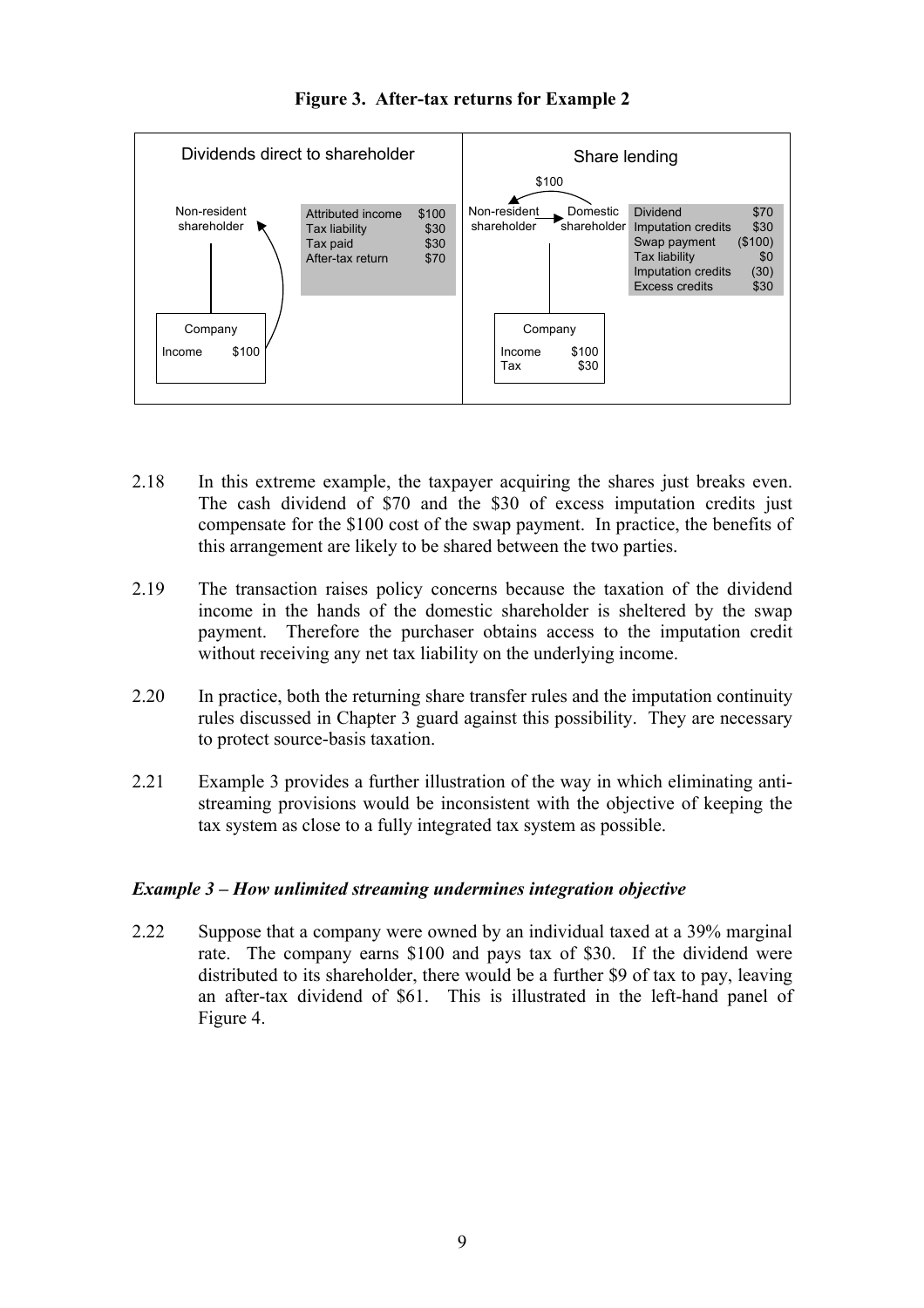**Figure 3. After-tax returns for Example 2**

**Dividends direct to shareholder**

Non-resident shareholder ← Company (Income $100)

| | |
|---|---|
| Attributed income | $100 |
| Tax liability | $30 |
| Tax paid | $30 |
| After-tax return | $70 |

**Share lending**

Non-resident shareholder → Domestic shareholder ($100 swap payment from Domestic shareholder to Non-resident shareholder); Company (Income $100, Tax $30)

| | |
|---|---|
| Dividend | $70 |
| Imputation credits | $30 |
| Swap payment | ($100) |
| Tax liability | $0 |
| Imputation credits | (30) |
| Excess credits | $30 |

2.18 In this extreme example, the taxpayer acquiring the shares just breaks even. The cash dividend of $70 and the $30 of excess imputation credits just compensate for the $100 cost of the swap payment. In practice, the benefits of this arrangement are likely to be shared between the two parties.

2.19 The transaction raises policy concerns because the taxation of the dividend income in the hands of the domestic shareholder is sheltered by the swap payment. Therefore the purchaser obtains access to the imputation credit without receiving any net tax liability on the underlying income.

2.20 In practice, both the returning share transfer rules and the imputation continuity rules discussed in Chapter 3 guard against this possibility. They are necessary to protect source-basis taxation.

2.21 Example 3 provides a further illustration of the way in which eliminating anti-streaming provisions would be inconsistent with the objective of keeping the tax system as close to a fully integrated tax system as possible.

### *Example 3 – How unlimited streaming undermines integration objective*

2.22 Suppose that a company were owned by an individual taxed at a 39% marginal rate. The company earns $100 and pays tax of $30. If the dividend were distributed to its shareholder, there would be a further $9 of tax to pay, leaving an after-tax dividend of $61. This is illustrated in the left-hand panel of Figure 4.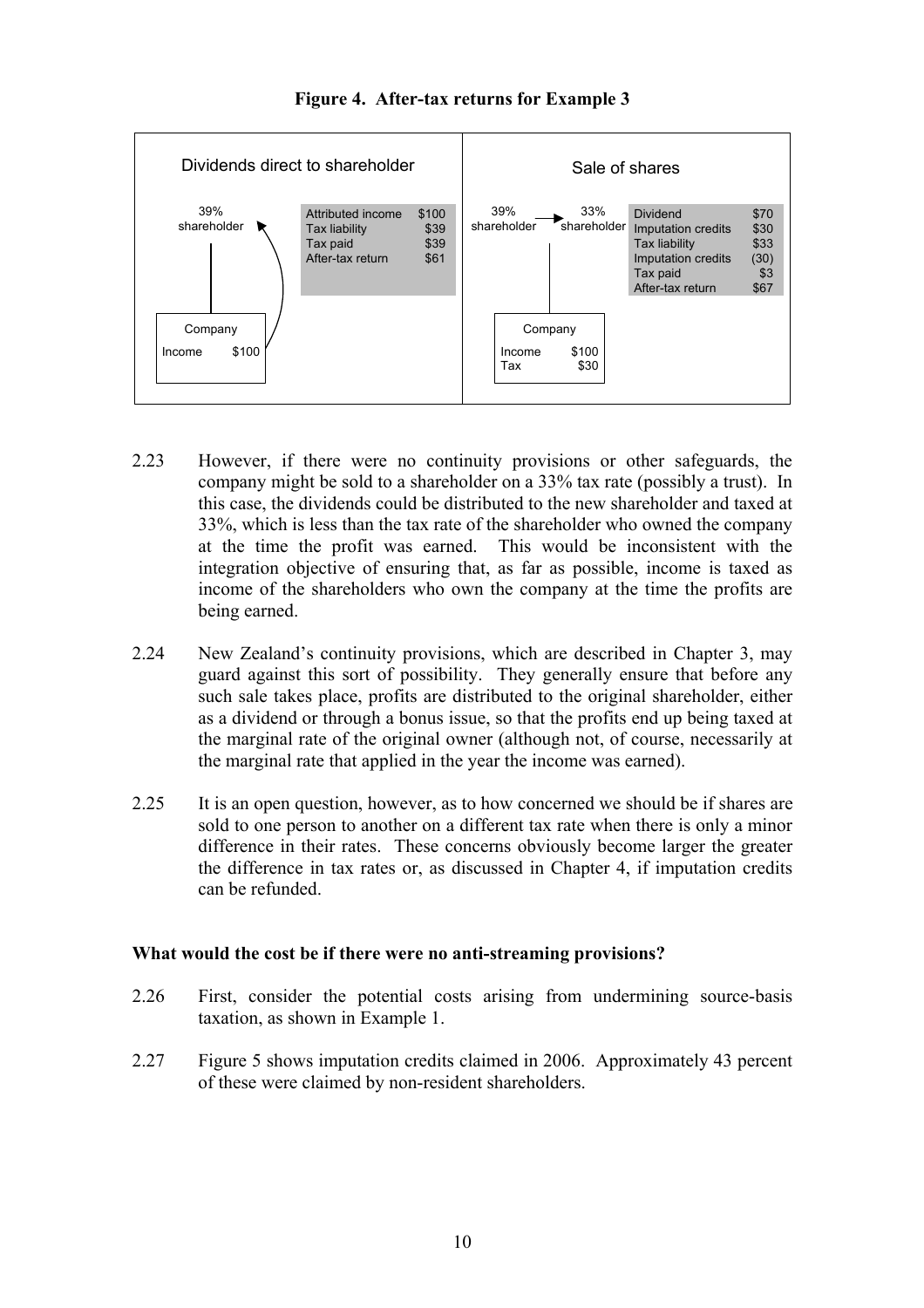**Figure 4. After-tax returns for Example 3**

**Dividends direct to shareholder**

39% shareholder ← Company (Income $100)

| | |
|---|---|
| Attributed income | $100 |
| Tax liability | $39 |
| Tax paid | $39 |
| After-tax return | $61 |

**Sale of shares**

39% shareholder → 33% shareholder; Company (Income $100, Tax $30)

| | |
|---|---|
| Dividend | $70 |
| Imputation credits | $30 |
| Tax liability | $33 |
| Imputation credits | (30) |
| Tax paid | $3 |
| After-tax return | $67 |

2.23 However, if there were no continuity provisions or other safeguards, the company might be sold to a shareholder on a 33% tax rate (possibly a trust). In this case, the dividends could be distributed to the new shareholder and taxed at 33%, which is less than the tax rate of the shareholder who owned the company at the time the profit was earned. This would be inconsistent with the integration objective of ensuring that, as far as possible, income is taxed as income of the shareholders who own the company at the time the profits are being earned.

2.24 New Zealand's continuity provisions, which are described in Chapter 3, may guard against this sort of possibility. They generally ensure that before any such sale takes place, profits are distributed to the original shareholder, either as a dividend or through a bonus issue, so that the profits end up being taxed at the marginal rate of the original owner (although not, of course, necessarily at the marginal rate that applied in the year the income was earned).

2.25 It is an open question, however, as to how concerned we should be if shares are sold to one person to another on a different tax rate when there is only a minor difference in their rates. These concerns obviously become larger the greater the difference in tax rates or, as discussed in Chapter 4, if imputation credits can be refunded.

**What would the cost be if there were no anti-streaming provisions?**

2.26 First, consider the potential costs arising from undermining source-basis taxation, as shown in Example 1.

2.27 Figure 5 shows imputation credits claimed in 2006. Approximately 43 percent of these were claimed by non-resident shareholders.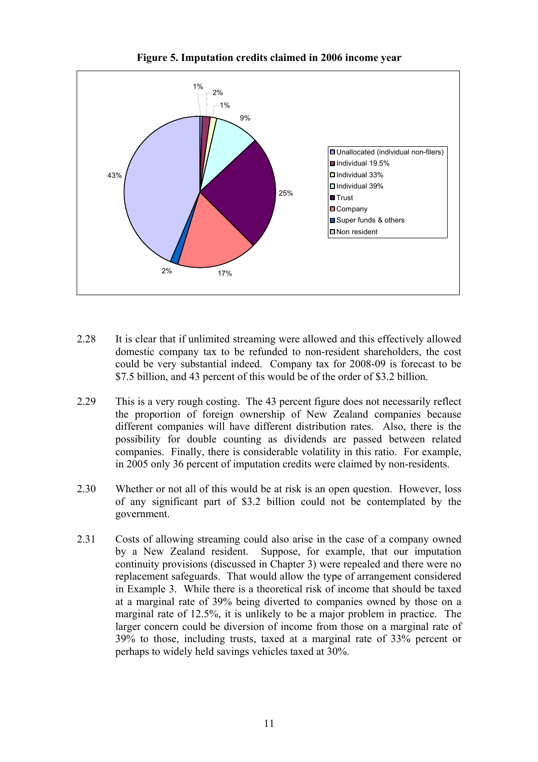**Figure 5. Imputation credits claimed in 2006 income year**

| Category | Share |
| --- | --- |
| Unallocated (individual non-filers) | 1% |
| Individual 19.5% | 2% |
| Individual 33% | 1% |
| Individual 39% | 9% |
| Trust | 25% |
| Company | 17% |
| Super funds & others | 2% |
| Non resident | 43% |

2.28 It is clear that if unlimited streaming were allowed and this effectively allowed domestic company tax to be refunded to non-resident shareholders, the cost could be very substantial indeed. Company tax for 2008-09 is forecast to be \$7.5 billion, and 43 percent of this would be of the order of \$3.2 billion.

2.29 This is a very rough costing. The 43 percent figure does not necessarily reflect the proportion of foreign ownership of New Zealand companies because different companies will have different distribution rates. Also, there is the possibility for double counting as dividends are passed between related companies. Finally, there is considerable volatility in this ratio. For example, in 2005 only 36 percent of imputation credits were claimed by non-residents.

2.30 Whether or not all of this would be at risk is an open question. However, loss of any significant part of \$3.2 billion could not be contemplated by the government.

2.31 Costs of allowing streaming could also arise in the case of a company owned by a New Zealand resident. Suppose, for example, that our imputation continuity provisions (discussed in Chapter 3) were repealed and there were no replacement safeguards. That would allow the type of arrangement considered in Example 3. While there is a theoretical risk of income that should be taxed at a marginal rate of 39% being diverted to companies owned by those on a marginal rate of 12.5%, it is unlikely to be a major problem in practice. The larger concern could be diversion of income from those on a marginal rate of 39% to those, including trusts, taxed at a marginal rate of 33% percent or perhaps to widely held savings vehicles taxed at 30%.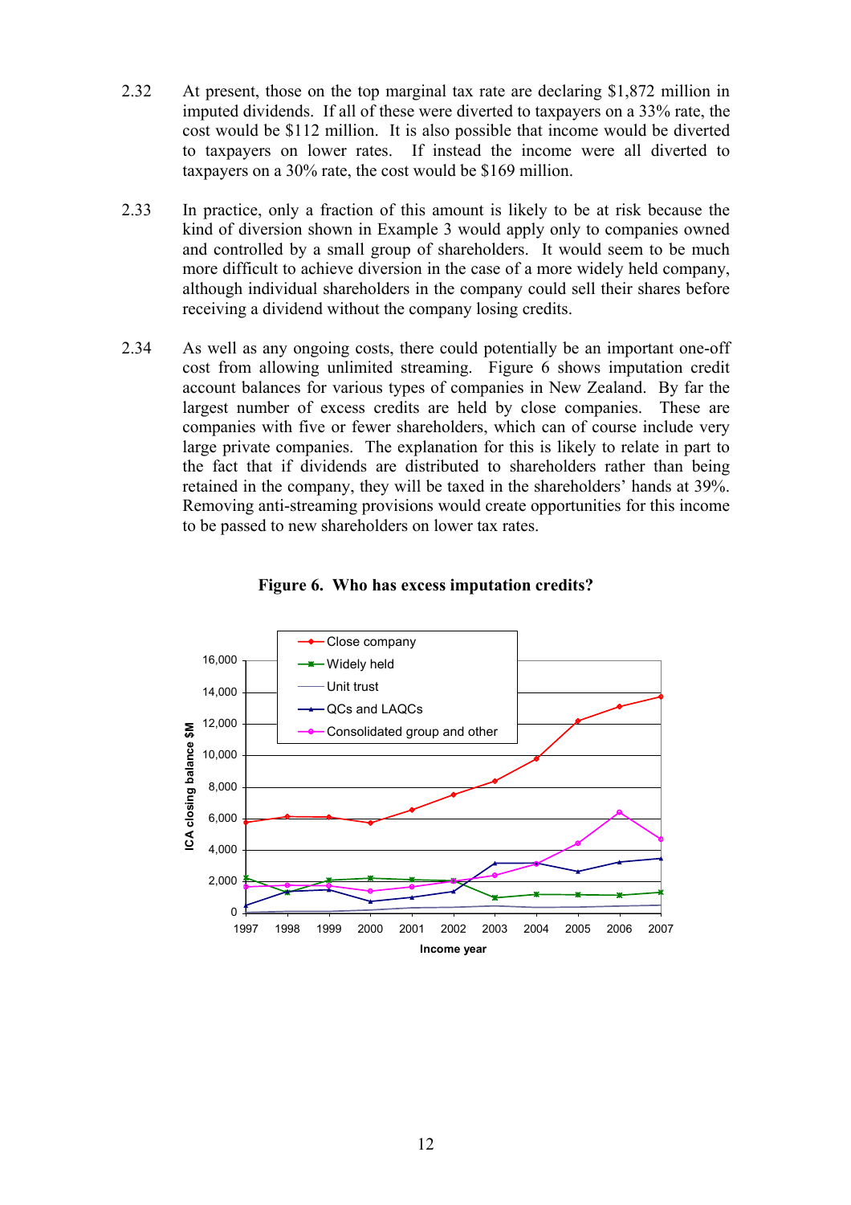2.32 At present, those on the top marginal tax rate are declaring $1,872 million in imputed dividends. If all of these were diverted to taxpayers on a 33% rate, the cost would be $112 million. It is also possible that income would be diverted to taxpayers on lower rates. If instead the income were all diverted to taxpayers on a 30% rate, the cost would be $169 million.

2.33 In practice, only a fraction of this amount is likely to be at risk because the kind of diversion shown in Example 3 would apply only to companies owned and controlled by a small group of shareholders. It would seem to be much more difficult to achieve diversion in the case of a more widely held company, although individual shareholders in the company could sell their shares before receiving a dividend without the company losing credits.

2.34 As well as any ongoing costs, there could potentially be an important one-off cost from allowing unlimited streaming. Figure 6 shows imputation credit account balances for various types of companies in New Zealand. By far the largest number of excess credits are held by close companies. These are companies with five or fewer shareholders, which can of course include very large private companies. The explanation for this is likely to relate in part to the fact that if dividends are distributed to shareholders rather than being retained in the company, they will be taxed in the shareholders' hands at 39%. Removing anti-streaming provisions would create opportunities for this income to be passed to new shareholders on lower tax rates.

**Figure 6. Who has excess imputation credits?**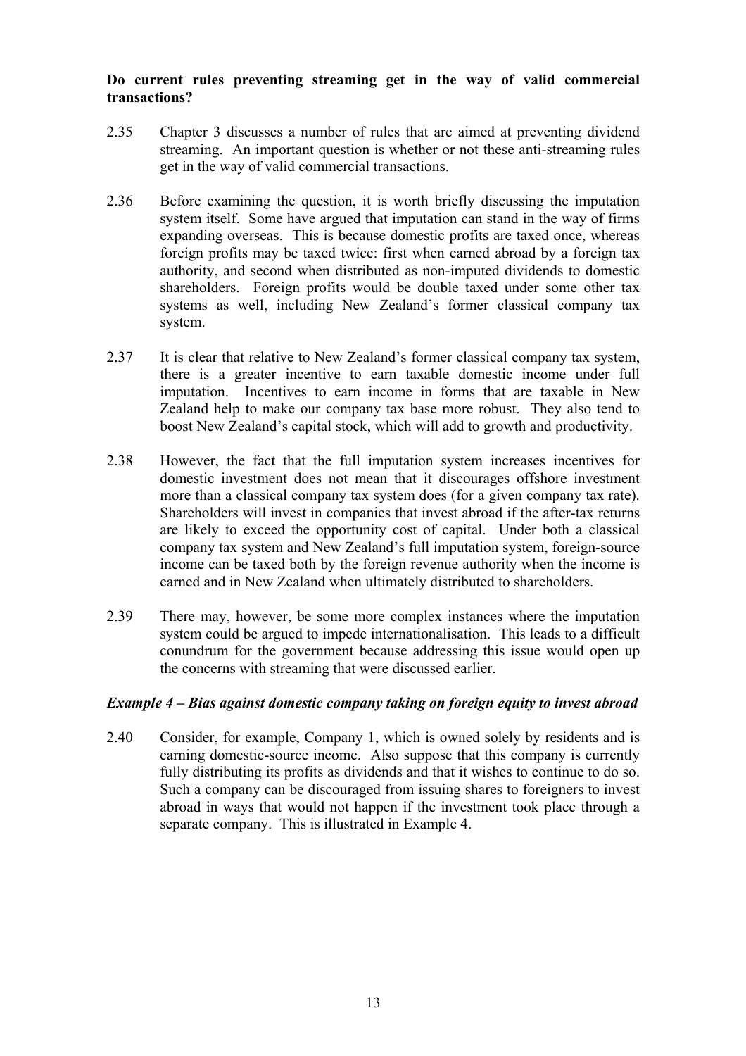**Do current rules preventing streaming get in the way of valid commercial transactions?**

2.35 Chapter 3 discusses a number of rules that are aimed at preventing dividend streaming. An important question is whether or not these anti-streaming rules get in the way of valid commercial transactions.

2.36 Before examining the question, it is worth briefly discussing the imputation system itself. Some have argued that imputation can stand in the way of firms expanding overseas. This is because domestic profits are taxed once, whereas foreign profits may be taxed twice: first when earned abroad by a foreign tax authority, and second when distributed as non-imputed dividends to domestic shareholders. Foreign profits would be double taxed under some other tax systems as well, including New Zealand's former classical company tax system.

2.37 It is clear that relative to New Zealand's former classical company tax system, there is a greater incentive to earn taxable domestic income under full imputation. Incentives to earn income in forms that are taxable in New Zealand help to make our company tax base more robust. They also tend to boost New Zealand's capital stock, which will add to growth and productivity.

2.38 However, the fact that the full imputation system increases incentives for domestic investment does not mean that it discourages offshore investment more than a classical company tax system does (for a given company tax rate). Shareholders will invest in companies that invest abroad if the after-tax returns are likely to exceed the opportunity cost of capital. Under both a classical company tax system and New Zealand's full imputation system, foreign-source income can be taxed both by the foreign revenue authority when the income is earned and in New Zealand when ultimately distributed to shareholders.

2.39 There may, however, be some more complex instances where the imputation system could be argued to impede internationalisation. This leads to a difficult conundrum for the government because addressing this issue would open up the concerns with streaming that were discussed earlier.

***Example 4 – Bias against domestic company taking on foreign equity to invest abroad***

2.40 Consider, for example, Company 1, which is owned solely by residents and is earning domestic-source income. Also suppose that this company is currently fully distributing its profits as dividends and that it wishes to continue to do so. Such a company can be discouraged from issuing shares to foreigners to invest abroad in ways that would not happen if the investment took place through a separate company. This is illustrated in Example 4.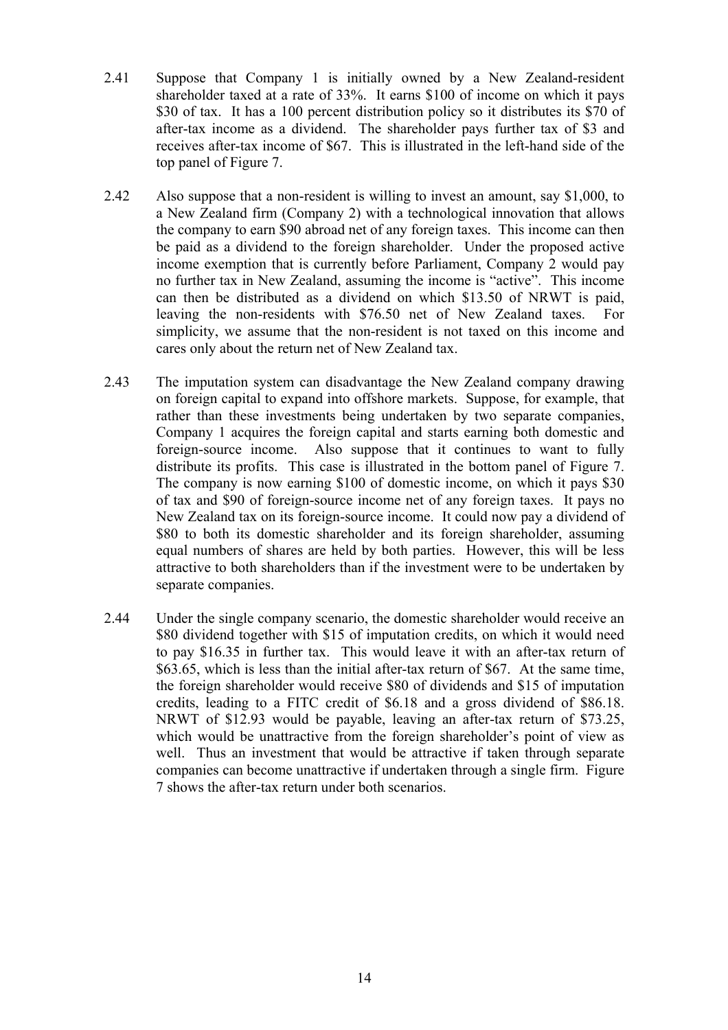2.41 Suppose that Company 1 is initially owned by a New Zealand-resident shareholder taxed at a rate of 33%. It earns $100 of income on which it pays $30 of tax. It has a 100 percent distribution policy so it distributes its $70 of after-tax income as a dividend. The shareholder pays further tax of $3 and receives after-tax income of $67. This is illustrated in the left-hand side of the top panel of Figure 7.

2.42 Also suppose that a non-resident is willing to invest an amount, say $1,000, to a New Zealand firm (Company 2) with a technological innovation that allows the company to earn $90 abroad net of any foreign taxes. This income can then be paid as a dividend to the foreign shareholder. Under the proposed active income exemption that is currently before Parliament, Company 2 would pay no further tax in New Zealand, assuming the income is "active". This income can then be distributed as a dividend on which $13.50 of NRWT is paid, leaving the non-residents with $76.50 net of New Zealand taxes. For simplicity, we assume that the non-resident is not taxed on this income and cares only about the return net of New Zealand tax.

2.43 The imputation system can disadvantage the New Zealand company drawing on foreign capital to expand into offshore markets. Suppose, for example, that rather than these investments being undertaken by two separate companies, Company 1 acquires the foreign capital and starts earning both domestic and foreign-source income. Also suppose that it continues to want to fully distribute its profits. This case is illustrated in the bottom panel of Figure 7. The company is now earning $100 of domestic income, on which it pays $30 of tax and $90 of foreign-source income net of any foreign taxes. It pays no New Zealand tax on its foreign-source income. It could now pay a dividend of $80 to both its domestic shareholder and its foreign shareholder, assuming equal numbers of shares are held by both parties. However, this will be less attractive to both shareholders than if the investment were to be undertaken by separate companies.

2.44 Under the single company scenario, the domestic shareholder would receive an $80 dividend together with $15 of imputation credits, on which it would need to pay $16.35 in further tax. This would leave it with an after-tax return of $63.65, which is less than the initial after-tax return of $67. At the same time, the foreign shareholder would receive $80 of dividends and $15 of imputation credits, leading to a FITC credit of $6.18 and a gross dividend of $86.18. NRWT of $12.93 would be payable, leaving an after-tax return of $73.25, which would be unattractive from the foreign shareholder's point of view as well. Thus an investment that would be attractive if taken through separate companies can become unattractive if undertaken through a single firm. Figure 7 shows the after-tax return under both scenarios.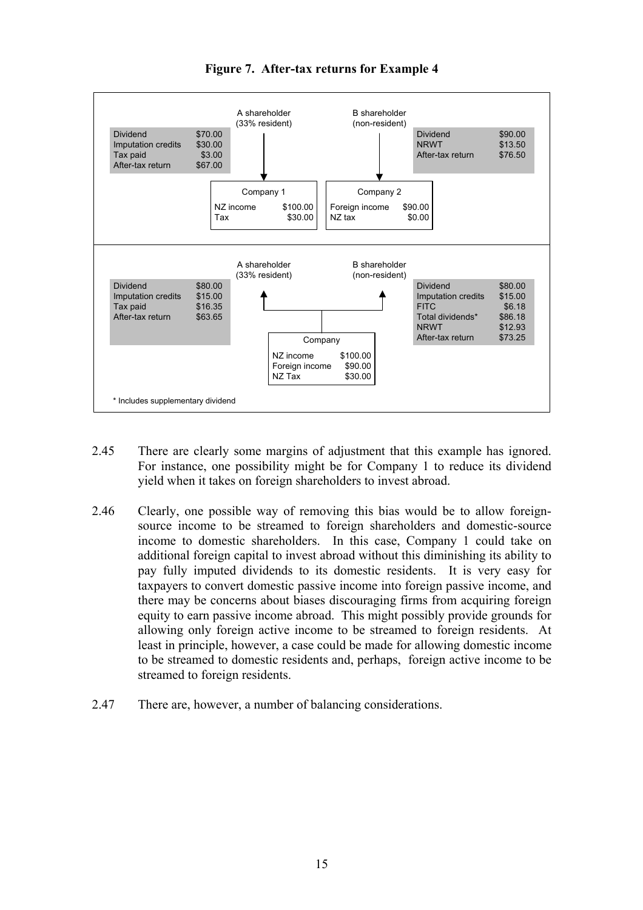**Figure 7. After-tax returns for Example 4**

**Panel 1**

A shareholder (33% resident)

| | |
|---|---|
| Dividend | $70.00 |
| Imputation credits | $30.00 |
| Tax paid | $3.00 |
| After-tax return | $67.00 |

Company 1

| | |
|---|---|
| NZ income | $100.00 |
| Tax | $30.00 |

B shareholder (non-resident)

| | |
|---|---|
| Dividend | $90.00 |
| NRWT | $13.50 |
| After-tax return | $76.50 |

Company 2

| | |
|---|---|
| Foreign income | $90.00 |
| NZ tax | $0.00 |

**Panel 2**

A shareholder (33% resident)

| | |
|---|---|
| Dividend | $80.00 |
| Imputation credits | $15.00 |
| Tax paid | $16.35 |
| After-tax return | $63.65 |

B shareholder (non-resident)

| | |
|---|---|
| Dividend | $80.00 |
| Imputation credits | $15.00 |
| FITC | $6.18 |
| Total dividends* | $86.18 |
| NRWT | $12.93 |
| After-tax return | $73.25 |

Company

| | |
|---|---|
| NZ income | $100.00 |
| Foreign income | $90.00 |
| NZ Tax | $30.00 |

\* Includes supplementary dividend

2.45 There are clearly some margins of adjustment that this example has ignored. For instance, one possibility might be for Company 1 to reduce its dividend yield when it takes on foreign shareholders to invest abroad.

2.46 Clearly, one possible way of removing this bias would be to allow foreign-source income to be streamed to foreign shareholders and domestic-source income to domestic shareholders. In this case, Company 1 could take on additional foreign capital to invest abroad without this diminishing its ability to pay fully imputed dividends to its domestic residents. It is very easy for taxpayers to convert domestic passive income into foreign passive income, and there may be concerns about biases discouraging firms from acquiring foreign equity to earn passive income abroad. This might possibly provide grounds for allowing only foreign active income to be streamed to foreign residents. At least in principle, however, a case could be made for allowing domestic income to be streamed to domestic residents and, perhaps, foreign active income to be streamed to foreign residents.

2.47 There are, however, a number of balancing considerations.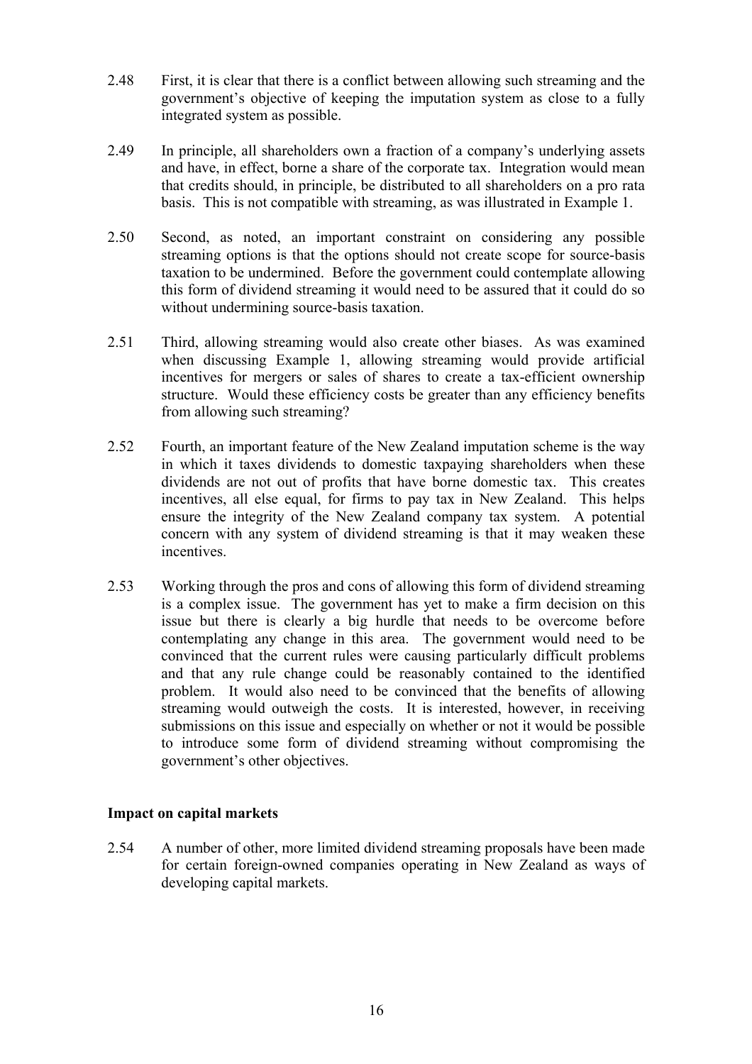2.48 First, it is clear that there is a conflict between allowing such streaming and the government's objective of keeping the imputation system as close to a fully integrated system as possible.

2.49 In principle, all shareholders own a fraction of a company's underlying assets and have, in effect, borne a share of the corporate tax. Integration would mean that credits should, in principle, be distributed to all shareholders on a pro rata basis. This is not compatible with streaming, as was illustrated in Example 1.

2.50 Second, as noted, an important constraint on considering any possible streaming options is that the options should not create scope for source-basis taxation to be undermined. Before the government could contemplate allowing this form of dividend streaming it would need to be assured that it could do so without undermining source-basis taxation.

2.51 Third, allowing streaming would also create other biases. As was examined when discussing Example 1, allowing streaming would provide artificial incentives for mergers or sales of shares to create a tax-efficient ownership structure. Would these efficiency costs be greater than any efficiency benefits from allowing such streaming?

2.52 Fourth, an important feature of the New Zealand imputation scheme is the way in which it taxes dividends to domestic taxpaying shareholders when these dividends are not out of profits that have borne domestic tax. This creates incentives, all else equal, for firms to pay tax in New Zealand. This helps ensure the integrity of the New Zealand company tax system. A potential concern with any system of dividend streaming is that it may weaken these incentives.

2.53 Working through the pros and cons of allowing this form of dividend streaming is a complex issue. The government has yet to make a firm decision on this issue but there is clearly a big hurdle that needs to be overcome before contemplating any change in this area. The government would need to be convinced that the current rules were causing particularly difficult problems and that any rule change could be reasonably contained to the identified problem. It would also need to be convinced that the benefits of allowing streaming would outweigh the costs. It is interested, however, in receiving submissions on this issue and especially on whether or not it would be possible to introduce some form of dividend streaming without compromising the government's other objectives.

### Impact on capital markets

2.54 A number of other, more limited dividend streaming proposals have been made for certain foreign-owned companies operating in New Zealand as ways of developing capital markets.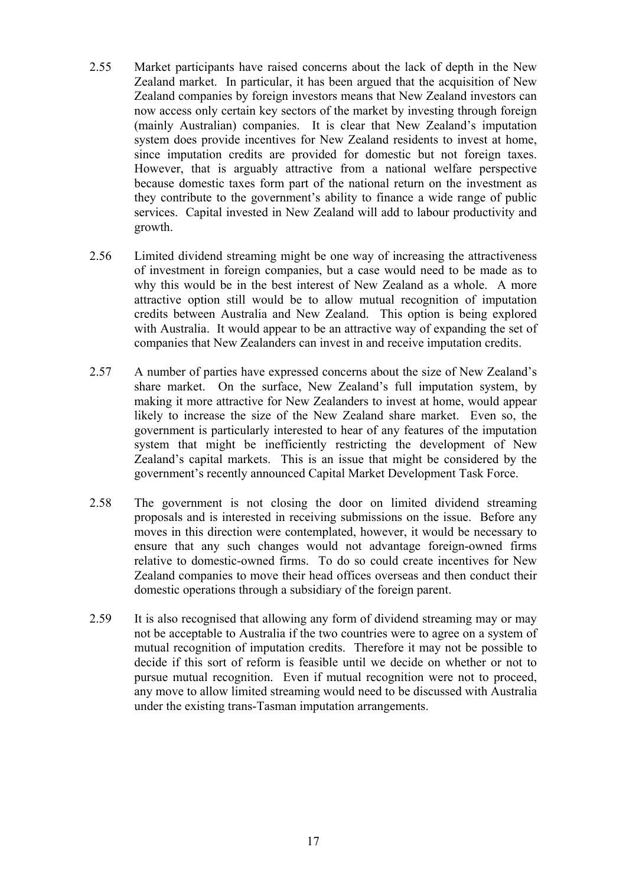2.55 Market participants have raised concerns about the lack of depth in the New Zealand market. In particular, it has been argued that the acquisition of New Zealand companies by foreign investors means that New Zealand investors can now access only certain key sectors of the market by investing through foreign (mainly Australian) companies. It is clear that New Zealand's imputation system does provide incentives for New Zealand residents to invest at home, since imputation credits are provided for domestic but not foreign taxes. However, that is arguably attractive from a national welfare perspective because domestic taxes form part of the national return on the investment as they contribute to the government's ability to finance a wide range of public services. Capital invested in New Zealand will add to labour productivity and growth.

2.56 Limited dividend streaming might be one way of increasing the attractiveness of investment in foreign companies, but a case would need to be made as to why this would be in the best interest of New Zealand as a whole. A more attractive option still would be to allow mutual recognition of imputation credits between Australia and New Zealand. This option is being explored with Australia. It would appear to be an attractive way of expanding the set of companies that New Zealanders can invest in and receive imputation credits.

2.57 A number of parties have expressed concerns about the size of New Zealand's share market. On the surface, New Zealand's full imputation system, by making it more attractive for New Zealanders to invest at home, would appear likely to increase the size of the New Zealand share market. Even so, the government is particularly interested to hear of any features of the imputation system that might be inefficiently restricting the development of New Zealand's capital markets. This is an issue that might be considered by the government's recently announced Capital Market Development Task Force.

2.58 The government is not closing the door on limited dividend streaming proposals and is interested in receiving submissions on the issue. Before any moves in this direction were contemplated, however, it would be necessary to ensure that any such changes would not advantage foreign-owned firms relative to domestic-owned firms. To do so could create incentives for New Zealand companies to move their head offices overseas and then conduct their domestic operations through a subsidiary of the foreign parent.

2.59 It is also recognised that allowing any form of dividend streaming may or may not be acceptable to Australia if the two countries were to agree on a system of mutual recognition of imputation credits. Therefore it may not be possible to decide if this sort of reform is feasible until we decide on whether or not to pursue mutual recognition. Even if mutual recognition were not to proceed, any move to allow limited streaming would need to be discussed with Australia under the existing trans-Tasman imputation arrangements.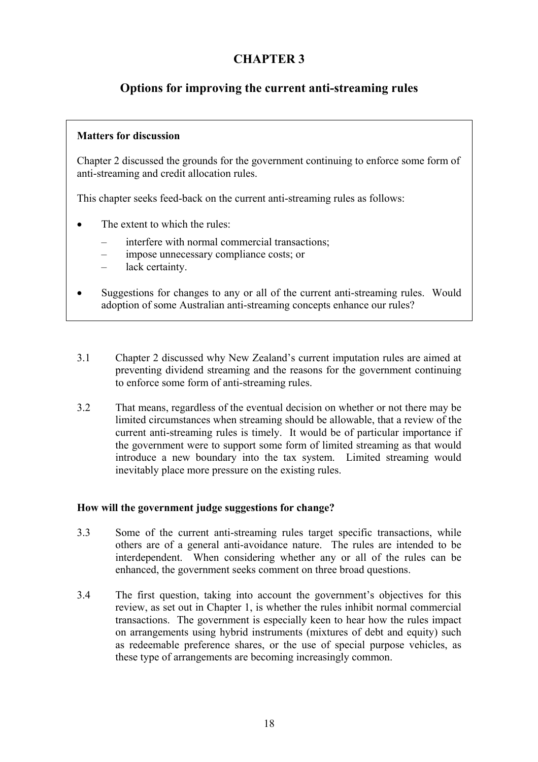# CHAPTER 3

## Options for improving the current anti-streaming rules

> **Matters for discussion**
>
> Chapter 2 discussed the grounds for the government continuing to enforce some form of anti-streaming and credit allocation rules.
>
> This chapter seeks feed-back on the current anti-streaming rules as follows:
>
> - The extent to which the rules:
>   - interfere with normal commercial transactions;
>   - impose unnecessary compliance costs; or
>   - lack certainty.
> - Suggestions for changes to any or all of the current anti-streaming rules. Would adoption of some Australian anti-streaming concepts enhance our rules?

3.1 Chapter 2 discussed why New Zealand's current imputation rules are aimed at preventing dividend streaming and the reasons for the government continuing to enforce some form of anti-streaming rules.

3.2 That means, regardless of the eventual decision on whether or not there may be limited circumstances when streaming should be allowable, that a review of the current anti-streaming rules is timely. It would be of particular importance if the government were to support some form of limited streaming as that would introduce a new boundary into the tax system. Limited streaming would inevitably place more pressure on the existing rules.

### How will the government judge suggestions for change?

3.3 Some of the current anti-streaming rules target specific transactions, while others are of a general anti-avoidance nature. The rules are intended to be interdependent. When considering whether any or all of the rules can be enhanced, the government seeks comment on three broad questions.

3.4 The first question, taking into account the government's objectives for this review, as set out in Chapter 1, is whether the rules inhibit normal commercial transactions. The government is especially keen to hear how the rules impact on arrangements using hybrid instruments (mixtures of debt and equity) such as redeemable preference shares, or the use of special purpose vehicles, as these type of arrangements are becoming increasingly common.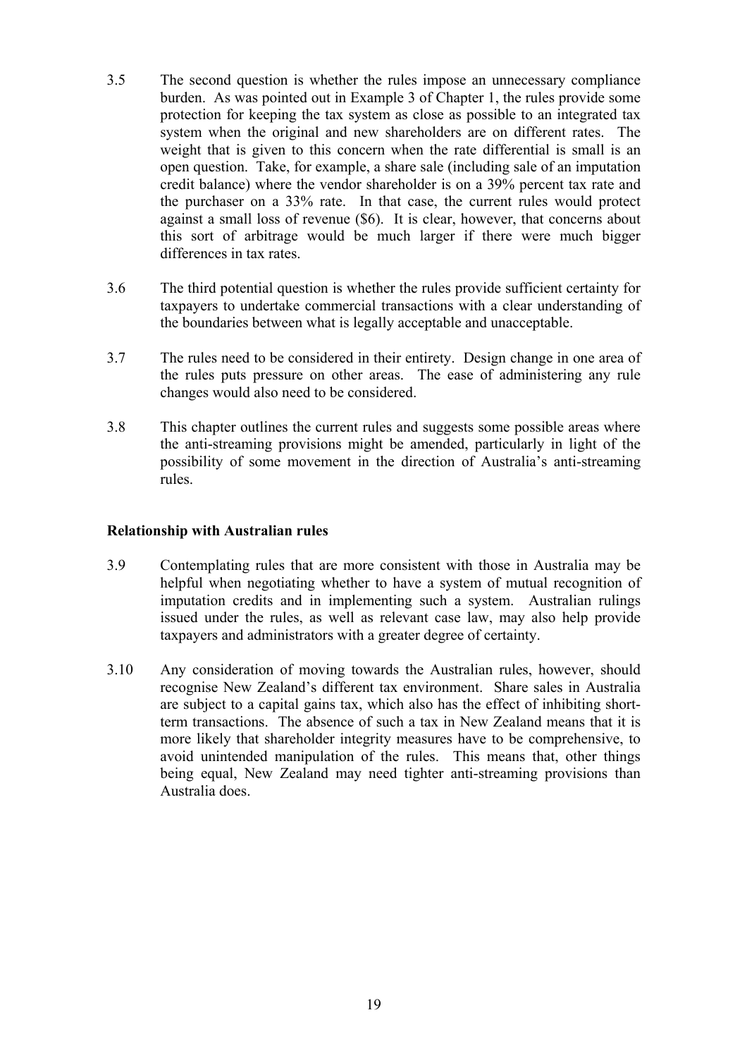3.5 The second question is whether the rules impose an unnecessary compliance burden. As was pointed out in Example 3 of Chapter 1, the rules provide some protection for keeping the tax system as close as possible to an integrated tax system when the original and new shareholders are on different rates. The weight that is given to this concern when the rate differential is small is an open question. Take, for example, a share sale (including sale of an imputation credit balance) where the vendor shareholder is on a 39% percent tax rate and the purchaser on a 33% rate. In that case, the current rules would protect against a small loss of revenue ($6). It is clear, however, that concerns about this sort of arbitrage would be much larger if there were much bigger differences in tax rates.

3.6 The third potential question is whether the rules provide sufficient certainty for taxpayers to undertake commercial transactions with a clear understanding of the boundaries between what is legally acceptable and unacceptable.

3.7 The rules need to be considered in their entirety. Design change in one area of the rules puts pressure on other areas. The ease of administering any rule changes would also need to be considered.

3.8 This chapter outlines the current rules and suggests some possible areas where the anti-streaming provisions might be amended, particularly in light of the possibility of some movement in the direction of Australia's anti-streaming rules.

**Relationship with Australian rules**

3.9 Contemplating rules that are more consistent with those in Australia may be helpful when negotiating whether to have a system of mutual recognition of imputation credits and in implementing such a system. Australian rulings issued under the rules, as well as relevant case law, may also help provide taxpayers and administrators with a greater degree of certainty.

3.10 Any consideration of moving towards the Australian rules, however, should recognise New Zealand's different tax environment. Share sales in Australia are subject to a capital gains tax, which also has the effect of inhibiting short-term transactions. The absence of such a tax in New Zealand means that it is more likely that shareholder integrity measures have to be comprehensive, to avoid unintended manipulation of the rules. This means that, other things being equal, New Zealand may need tighter anti-streaming provisions than Australia does.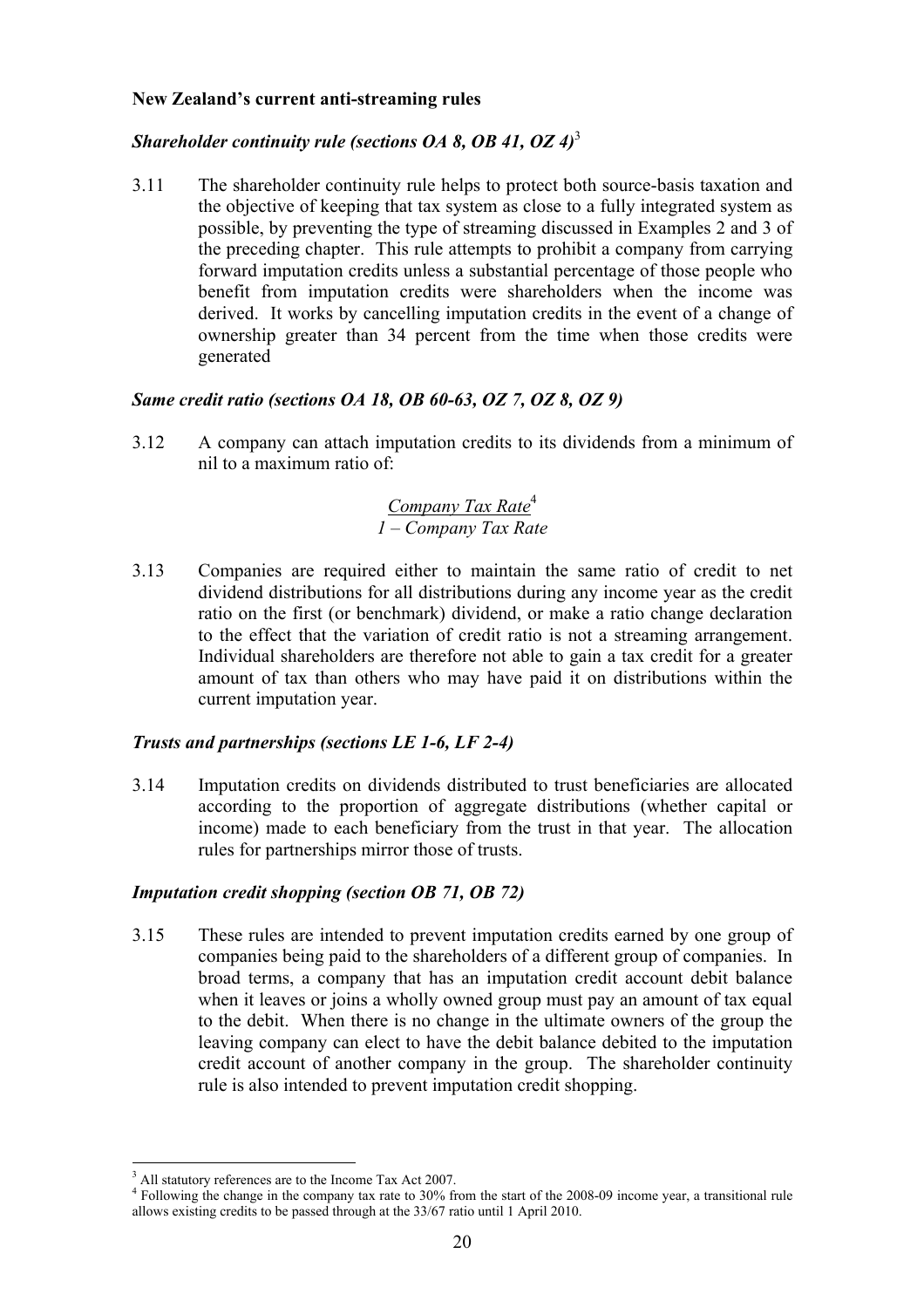**New Zealand's current anti-streaming rules**

***Shareholder continuity rule (sections OA 8, OB 41, OZ 4)***[3]

3.11 The shareholder continuity rule helps to protect both source-basis taxation and the objective of keeping that tax system as close to a fully integrated system as possible, by preventing the type of streaming discussed in Examples 2 and 3 of the preceding chapter. This rule attempts to prohibit a company from carrying forward imputation credits unless a substantial percentage of those people who benefit from imputation credits were shareholders when the income was derived. It works by cancelling imputation credits in the event of a change of ownership greater than 34 percent from the time when those credits were generated

***Same credit ratio (sections OA 18, OB 60-63, OZ 7, OZ 8, OZ 9)***

3.12 A company can attach imputation credits to its dividends from a minimum of nil to a maximum ratio of:

$$\frac{\textit{Company Tax Rate}^{4}}{\textit{1 – Company Tax Rate}}$$

3.13 Companies are required either to maintain the same ratio of credit to net dividend distributions for all distributions during any income year as the credit ratio on the first (or benchmark) dividend, or make a ratio change declaration to the effect that the variation of credit ratio is not a streaming arrangement. Individual shareholders are therefore not able to gain a tax credit for a greater amount of tax than others who may have paid it on distributions within the current imputation year.

***Trusts and partnerships (sections LE 1-6, LF 2-4)***

3.14 Imputation credits on dividends distributed to trust beneficiaries are allocated according to the proportion of aggregate distributions (whether capital or income) made to each beneficiary from the trust in that year. The allocation rules for partnerships mirror those of trusts.

***Imputation credit shopping (section OB 71, OB 72)***

3.15 These rules are intended to prevent imputation credits earned by one group of companies being paid to the shareholders of a different group of companies. In broad terms, a company that has an imputation credit account debit balance when it leaves or joins a wholly owned group must pay an amount of tax equal to the debit. When there is no change in the ultimate owners of the group the leaving company can elect to have the debit balance debited to the imputation credit account of another company in the group. The shareholder continuity rule is also intended to prevent imputation credit shopping.

---

[3] All statutory references are to the Income Tax Act 2007.

[4] Following the change in the company tax rate to 30% from the start of the 2008-09 income year, a transitional rule allows existing credits to be passed through at the 33/67 ratio until 1 April 2010.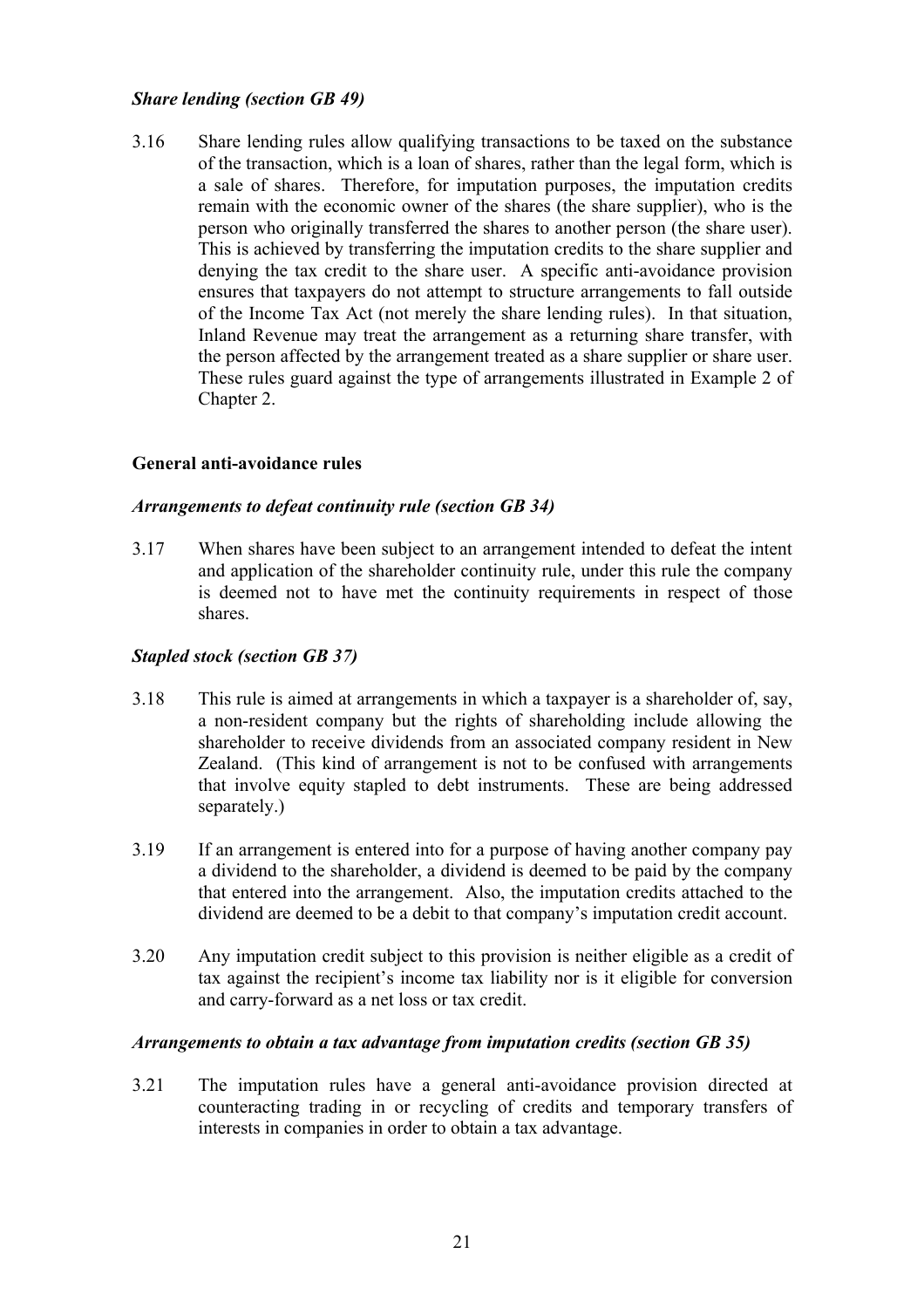### *Share lending (section GB 49)*

3.16 Share lending rules allow qualifying transactions to be taxed on the substance of the transaction, which is a loan of shares, rather than the legal form, which is a sale of shares. Therefore, for imputation purposes, the imputation credits remain with the economic owner of the shares (the share supplier), who is the person who originally transferred the shares to another person (the share user). This is achieved by transferring the imputation credits to the share supplier and denying the tax credit to the share user. A specific anti-avoidance provision ensures that taxpayers do not attempt to structure arrangements to fall outside of the Income Tax Act (not merely the share lending rules). In that situation, Inland Revenue may treat the arrangement as a returning share transfer, with the person affected by the arrangement treated as a share supplier or share user. These rules guard against the type of arrangements illustrated in Example 2 of Chapter 2.

## General anti-avoidance rules

### *Arrangements to defeat continuity rule (section GB 34)*

3.17 When shares have been subject to an arrangement intended to defeat the intent and application of the shareholder continuity rule, under this rule the company is deemed not to have met the continuity requirements in respect of those shares.

### *Stapled stock (section GB 37)*

3.18 This rule is aimed at arrangements in which a taxpayer is a shareholder of, say, a non-resident company but the rights of shareholding include allowing the shareholder to receive dividends from an associated company resident in New Zealand. (This kind of arrangement is not to be confused with arrangements that involve equity stapled to debt instruments. These are being addressed separately.)

3.19 If an arrangement is entered into for a purpose of having another company pay a dividend to the shareholder, a dividend is deemed to be paid by the company that entered into the arrangement. Also, the imputation credits attached to the dividend are deemed to be a debit to that company's imputation credit account.

3.20 Any imputation credit subject to this provision is neither eligible as a credit of tax against the recipient's income tax liability nor is it eligible for conversion and carry-forward as a net loss or tax credit.

### *Arrangements to obtain a tax advantage from imputation credits (section GB 35)*

3.21 The imputation rules have a general anti-avoidance provision directed at counteracting trading in or recycling of credits and temporary transfers of interests in companies in order to obtain a tax advantage.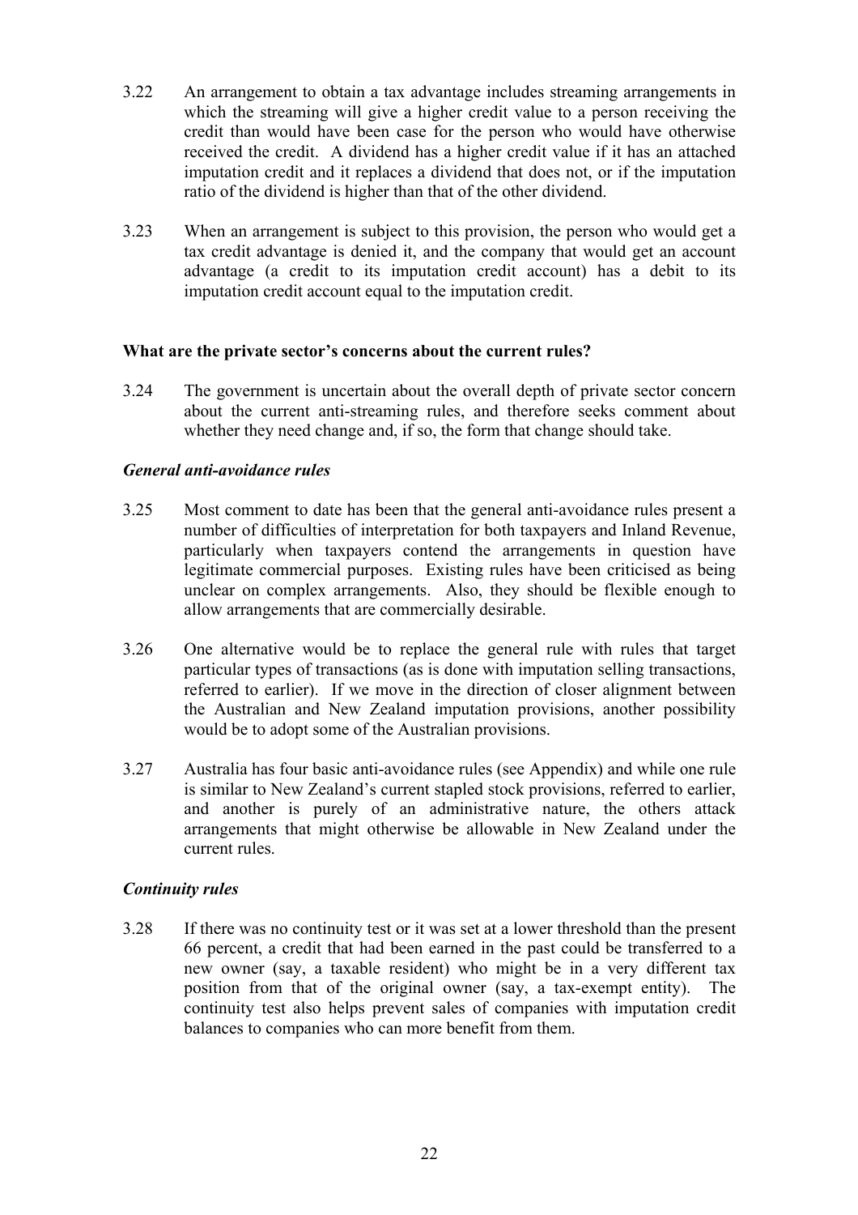3.22 An arrangement to obtain a tax advantage includes streaming arrangements in which the streaming will give a higher credit value to a person receiving the credit than would have been case for the person who would have otherwise received the credit. A dividend has a higher credit value if it has an attached imputation credit and it replaces a dividend that does not, or if the imputation ratio of the dividend is higher than that of the other dividend.

3.23 When an arrangement is subject to this provision, the person who would get a tax credit advantage is denied it, and the company that would get an account advantage (a credit to its imputation credit account) has a debit to its imputation credit account equal to the imputation credit.

### What are the private sector's concerns about the current rules?

3.24 The government is uncertain about the overall depth of private sector concern about the current anti-streaming rules, and therefore seeks comment about whether they need change and, if so, the form that change should take.

#### *General anti-avoidance rules*

3.25 Most comment to date has been that the general anti-avoidance rules present a number of difficulties of interpretation for both taxpayers and Inland Revenue, particularly when taxpayers contend the arrangements in question have legitimate commercial purposes. Existing rules have been criticised as being unclear on complex arrangements. Also, they should be flexible enough to allow arrangements that are commercially desirable.

3.26 One alternative would be to replace the general rule with rules that target particular types of transactions (as is done with imputation selling transactions, referred to earlier). If we move in the direction of closer alignment between the Australian and New Zealand imputation provisions, another possibility would be to adopt some of the Australian provisions.

3.27 Australia has four basic anti-avoidance rules (see Appendix) and while one rule is similar to New Zealand's current stapled stock provisions, referred to earlier, and another is purely of an administrative nature, the others attack arrangements that might otherwise be allowable in New Zealand under the current rules.

#### *Continuity rules*

3.28 If there was no continuity test or it was set at a lower threshold than the present 66 percent, a credit that had been earned in the past could be transferred to a new owner (say, a taxable resident) who might be in a very different tax position from that of the original owner (say, a tax-exempt entity). The continuity test also helps prevent sales of companies with imputation credit balances to companies who can more benefit from them.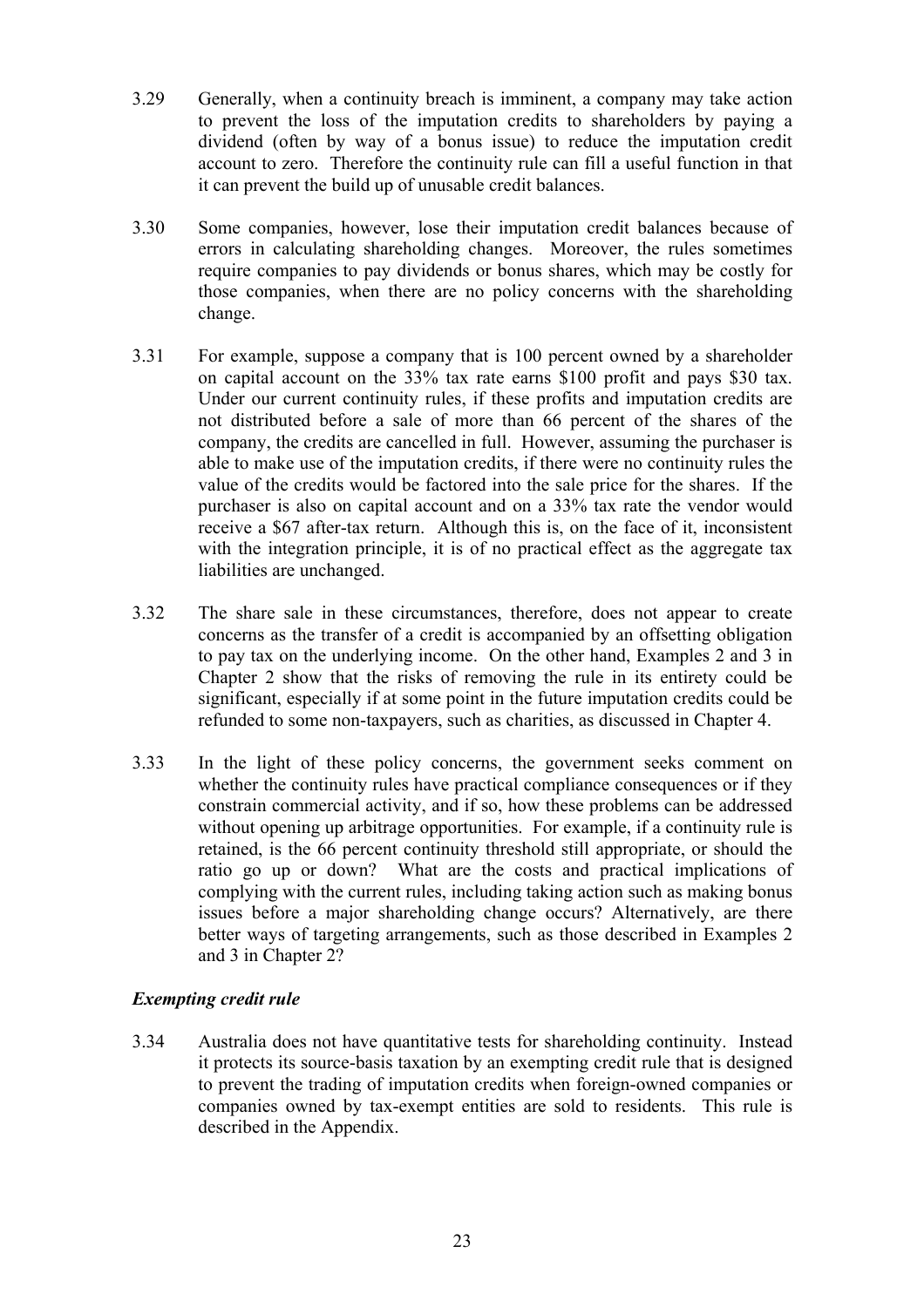3.29 Generally, when a continuity breach is imminent, a company may take action to prevent the loss of the imputation credits to shareholders by paying a dividend (often by way of a bonus issue) to reduce the imputation credit account to zero. Therefore the continuity rule can fill a useful function in that it can prevent the build up of unusable credit balances.

3.30 Some companies, however, lose their imputation credit balances because of errors in calculating shareholding changes. Moreover, the rules sometimes require companies to pay dividends or bonus shares, which may be costly for those companies, when there are no policy concerns with the shareholding change.

3.31 For example, suppose a company that is 100 percent owned by a shareholder on capital account on the 33% tax rate earns \$100 profit and pays \$30 tax. Under our current continuity rules, if these profits and imputation credits are not distributed before a sale of more than 66 percent of the shares of the company, the credits are cancelled in full. However, assuming the purchaser is able to make use of the imputation credits, if there were no continuity rules the value of the credits would be factored into the sale price for the shares. If the purchaser is also on capital account and on a 33% tax rate the vendor would receive a \$67 after-tax return. Although this is, on the face of it, inconsistent with the integration principle, it is of no practical effect as the aggregate tax liabilities are unchanged.

3.32 The share sale in these circumstances, therefore, does not appear to create concerns as the transfer of a credit is accompanied by an offsetting obligation to pay tax on the underlying income. On the other hand, Examples 2 and 3 in Chapter 2 show that the risks of removing the rule in its entirety could be significant, especially if at some point in the future imputation credits could be refunded to some non-taxpayers, such as charities, as discussed in Chapter 4.

3.33 In the light of these policy concerns, the government seeks comment on whether the continuity rules have practical compliance consequences or if they constrain commercial activity, and if so, how these problems can be addressed without opening up arbitrage opportunities. For example, if a continuity rule is retained, is the 66 percent continuity threshold still appropriate, or should the ratio go up or down? What are the costs and practical implications of complying with the current rules, including taking action such as making bonus issues before a major shareholding change occurs? Alternatively, are there better ways of targeting arrangements, such as those described in Examples 2 and 3 in Chapter 2?

### *Exempting credit rule*

3.34 Australia does not have quantitative tests for shareholding continuity. Instead it protects its source-basis taxation by an exempting credit rule that is designed to prevent the trading of imputation credits when foreign-owned companies or companies owned by tax-exempt entities are sold to residents. This rule is described in the Appendix.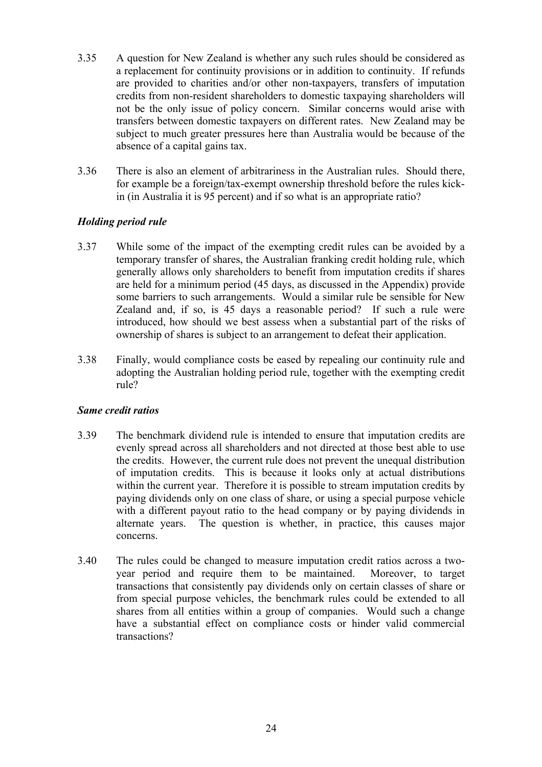3.35 A question for New Zealand is whether any such rules should be considered as a replacement for continuity provisions or in addition to continuity. If refunds are provided to charities and/or other non-taxpayers, transfers of imputation credits from non-resident shareholders to domestic taxpaying shareholders will not be the only issue of policy concern. Similar concerns would arise with transfers between domestic taxpayers on different rates. New Zealand may be subject to much greater pressures here than Australia would be because of the absence of a capital gains tax.

3.36 There is also an element of arbitrariness in the Australian rules. Should there, for example be a foreign/tax-exempt ownership threshold before the rules kick-in (in Australia it is 95 percent) and if so what is an appropriate ratio?

### *Holding period rule*

3.37 While some of the impact of the exempting credit rules can be avoided by a temporary transfer of shares, the Australian franking credit holding rule, which generally allows only shareholders to benefit from imputation credits if shares are held for a minimum period (45 days, as discussed in the Appendix) provide some barriers to such arrangements. Would a similar rule be sensible for New Zealand and, if so, is 45 days a reasonable period? If such a rule were introduced, how should we best assess when a substantial part of the risks of ownership of shares is subject to an arrangement to defeat their application.

3.38 Finally, would compliance costs be eased by repealing our continuity rule and adopting the Australian holding period rule, together with the exempting credit rule?

### *Same credit ratios*

3.39 The benchmark dividend rule is intended to ensure that imputation credits are evenly spread across all shareholders and not directed at those best able to use the credits. However, the current rule does not prevent the unequal distribution of imputation credits. This is because it looks only at actual distributions within the current year. Therefore it is possible to stream imputation credits by paying dividends only on one class of share, or using a special purpose vehicle with a different payout ratio to the head company or by paying dividends in alternate years. The question is whether, in practice, this causes major concerns.

3.40 The rules could be changed to measure imputation credit ratios across a two-year period and require them to be maintained. Moreover, to target transactions that consistently pay dividends only on certain classes of share or from special purpose vehicles, the benchmark rules could be extended to all shares from all entities within a group of companies. Would such a change have a substantial effect on compliance costs or hinder valid commercial transactions?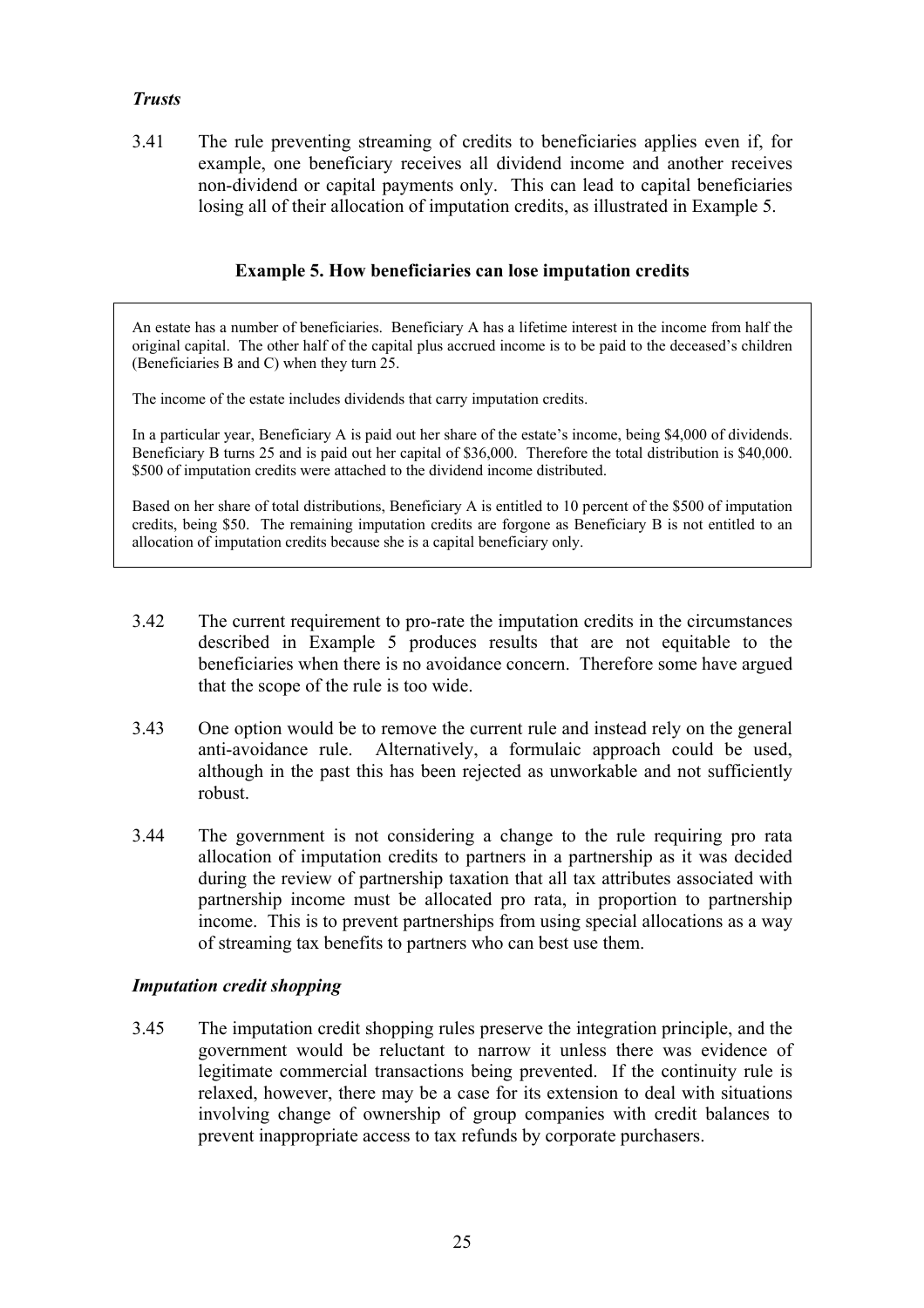### *Trusts*

3.41 The rule preventing streaming of credits to beneficiaries applies even if, for example, one beneficiary receives all dividend income and another receives non-dividend or capital payments only. This can lead to capital beneficiaries losing all of their allocation of imputation credits, as illustrated in Example 5.

**Example 5. How beneficiaries can lose imputation credits**

> An estate has a number of beneficiaries. Beneficiary A has a lifetime interest in the income from half the original capital. The other half of the capital plus accrued income is to be paid to the deceased's children (Beneficiaries B and C) when they turn 25.
>
> The income of the estate includes dividends that carry imputation credits.
>
> In a particular year, Beneficiary A is paid out her share of the estate's income, being $4,000 of dividends. Beneficiary B turns 25 and is paid out her capital of $36,000. Therefore the total distribution is $40,000. $500 of imputation credits were attached to the dividend income distributed.
>
> Based on her share of total distributions, Beneficiary A is entitled to 10 percent of the $500 of imputation credits, being $50. The remaining imputation credits are forgone as Beneficiary B is not entitled to an allocation of imputation credits because she is a capital beneficiary only.

3.42 The current requirement to pro-rate the imputation credits in the circumstances described in Example 5 produces results that are not equitable to the beneficiaries when there is no avoidance concern. Therefore some have argued that the scope of the rule is too wide.

3.43 One option would be to remove the current rule and instead rely on the general anti-avoidance rule. Alternatively, a formulaic approach could be used, although in the past this has been rejected as unworkable and not sufficiently robust.

3.44 The government is not considering a change to the rule requiring pro rata allocation of imputation credits to partners in a partnership as it was decided during the review of partnership taxation that all tax attributes associated with partnership income must be allocated pro rata, in proportion to partnership income. This is to prevent partnerships from using special allocations as a way of streaming tax benefits to partners who can best use them.

### *Imputation credit shopping*

3.45 The imputation credit shopping rules preserve the integration principle, and the government would be reluctant to narrow it unless there was evidence of legitimate commercial transactions being prevented. If the continuity rule is relaxed, however, there may be a case for its extension to deal with situations involving change of ownership of group companies with credit balances to prevent inappropriate access to tax refunds by corporate purchasers.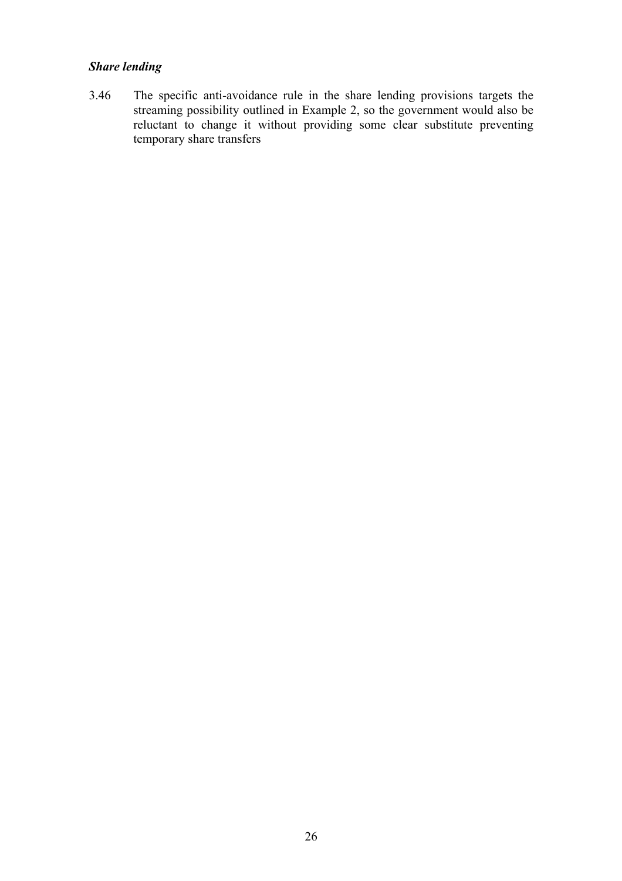### *Share lending*

3.46 The specific anti-avoidance rule in the share lending provisions targets the streaming possibility outlined in Example 2, so the government would also be reluctant to change it without providing some clear substitute preventing temporary share transfers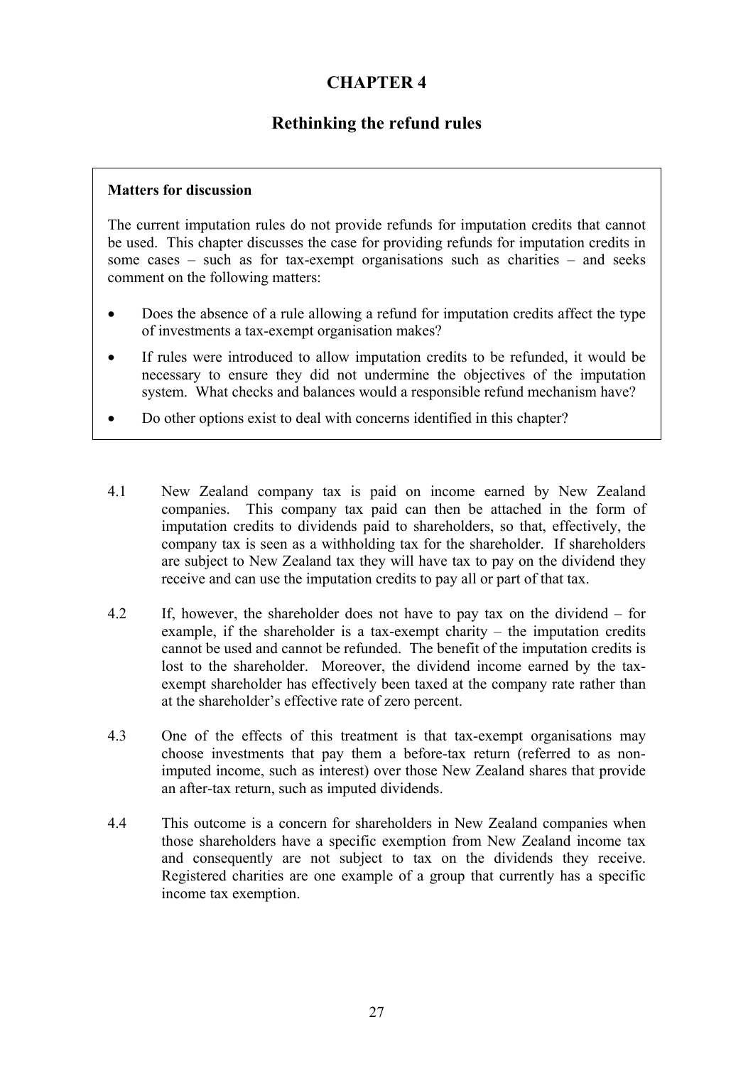# CHAPTER 4

## Rethinking the refund rules

**Matters for discussion**

The current imputation rules do not provide refunds for imputation credits that cannot be used. This chapter discusses the case for providing refunds for imputation credits in some cases – such as for tax-exempt organisations such as charities – and seeks comment on the following matters:

- Does the absence of a rule allowing a refund for imputation credits affect the type of investments a tax-exempt organisation makes?
- If rules were introduced to allow imputation credits to be refunded, it would be necessary to ensure they did not undermine the objectives of the imputation system. What checks and balances would a responsible refund mechanism have?
- Do other options exist to deal with concerns identified in this chapter?

4.1 New Zealand company tax is paid on income earned by New Zealand companies. This company tax paid can then be attached in the form of imputation credits to dividends paid to shareholders, so that, effectively, the company tax is seen as a withholding tax for the shareholder. If shareholders are subject to New Zealand tax they will have tax to pay on the dividend they receive and can use the imputation credits to pay all or part of that tax.

4.2 If, however, the shareholder does not have to pay tax on the dividend – for example, if the shareholder is a tax-exempt charity – the imputation credits cannot be used and cannot be refunded. The benefit of the imputation credits is lost to the shareholder. Moreover, the dividend income earned by the tax-exempt shareholder has effectively been taxed at the company rate rather than at the shareholder's effective rate of zero percent.

4.3 One of the effects of this treatment is that tax-exempt organisations may choose investments that pay them a before-tax return (referred to as non-imputed income, such as interest) over those New Zealand shares that provide an after-tax return, such as imputed dividends.

4.4 This outcome is a concern for shareholders in New Zealand companies when those shareholders have a specific exemption from New Zealand income tax and consequently are not subject to tax on the dividends they receive. Registered charities are one example of a group that currently has a specific income tax exemption.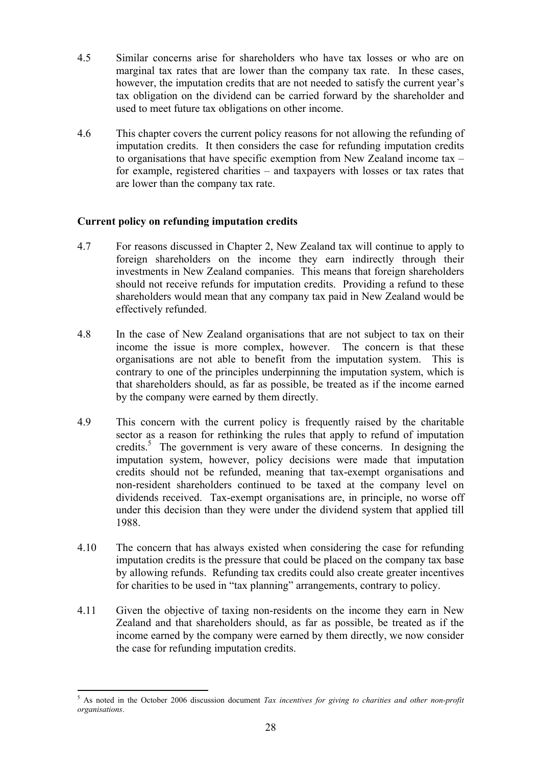4.5 Similar concerns arise for shareholders who have tax losses or who are on marginal tax rates that are lower than the company tax rate. In these cases, however, the imputation credits that are not needed to satisfy the current year's tax obligation on the dividend can be carried forward by the shareholder and used to meet future tax obligations on other income.

4.6 This chapter covers the current policy reasons for not allowing the refunding of imputation credits. It then considers the case for refunding imputation credits to organisations that have specific exemption from New Zealand income tax – for example, registered charities – and taxpayers with losses or tax rates that are lower than the company tax rate.

### Current policy on refunding imputation credits

4.7 For reasons discussed in Chapter 2, New Zealand tax will continue to apply to foreign shareholders on the income they earn indirectly through their investments in New Zealand companies. This means that foreign shareholders should not receive refunds for imputation credits. Providing a refund to these shareholders would mean that any company tax paid in New Zealand would be effectively refunded.

4.8 In the case of New Zealand organisations that are not subject to tax on their income the issue is more complex, however. The concern is that these organisations are not able to benefit from the imputation system. This is contrary to one of the principles underpinning the imputation system, which is that shareholders should, as far as possible, be treated as if the income earned by the company were earned by them directly.

4.9 This concern with the current policy is frequently raised by the charitable sector as a reason for rethinking the rules that apply to refund of imputation credits.[5] The government is very aware of these concerns. In designing the imputation system, however, policy decisions were made that imputation credits should not be refunded, meaning that tax-exempt organisations and non-resident shareholders continued to be taxed at the company level on dividends received. Tax-exempt organisations are, in principle, no worse off under this decision than they were under the dividend system that applied till 1988.

4.10 The concern that has always existed when considering the case for refunding imputation credits is the pressure that could be placed on the company tax base by allowing refunds. Refunding tax credits could also create greater incentives for charities to be used in "tax planning" arrangements, contrary to policy.

4.11 Given the objective of taxing non-residents on the income they earn in New Zealand and that shareholders should, as far as possible, be treated as if the income earned by the company were earned by them directly, we now consider the case for refunding imputation credits.

[5] As noted in the October 2006 discussion document *Tax incentives for giving to charities and other non-profit organisations*.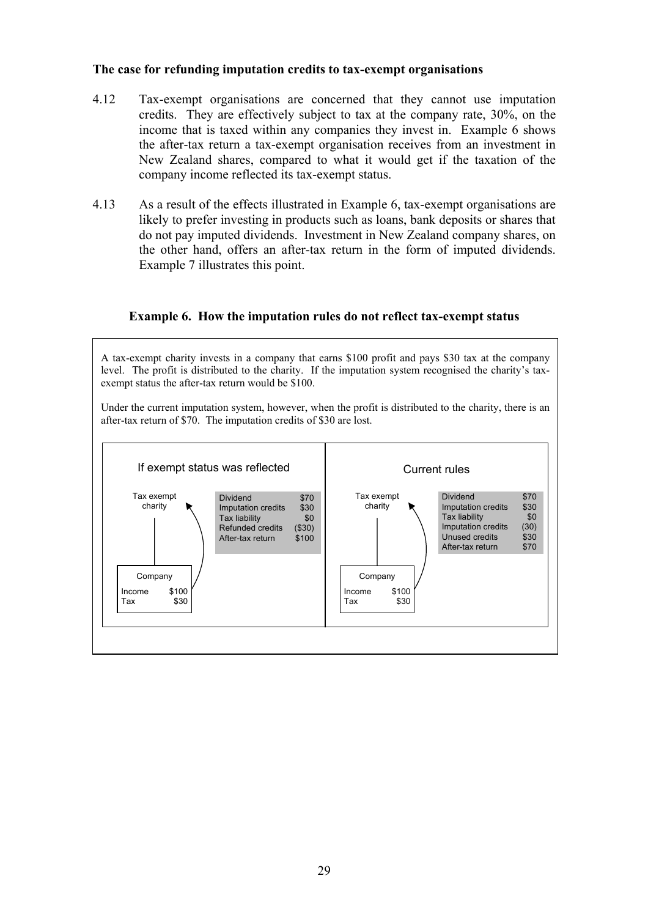**The case for refunding imputation credits to tax-exempt organisations**

4.12 Tax-exempt organisations are concerned that they cannot use imputation credits. They are effectively subject to tax at the company rate, 30%, on the income that is taxed within any companies they invest in. Example 6 shows the after-tax return a tax-exempt organisation receives from an investment in New Zealand shares, compared to what it would get if the taxation of the company income reflected its tax-exempt status.

4.13 As a result of the effects illustrated in Example 6, tax-exempt organisations are likely to prefer investing in products such as loans, bank deposits or shares that do not pay imputed dividends. Investment in New Zealand company shares, on the other hand, offers an after-tax return in the form of imputed dividends. Example 7 illustrates this point.

**Example 6. How the imputation rules do not reflect tax-exempt status**

A tax-exempt charity invests in a company that earns $100 profit and pays $30 tax at the company level. The profit is distributed to the charity. If the imputation system recognised the charity's tax-exempt status the after-tax return would be $100.

Under the current imputation system, however, when the profit is distributed to the charity, there is an after-tax return of $70. The imputation credits of $30 are lost.

**If exempt status was reflected**

Tax exempt charity ← Company (Income $100, Tax $30)

| | |
|---|---|
| Dividend | $70 |
| Imputation credits | $30 |
| Tax liability | $0 |
| Refunded credits | ($30) |
| After-tax return | $100 |

**Current rules**

Tax exempt charity ← Company (Income $100, Tax $30)

| | |
|---|---|
| Dividend | $70 |
| Imputation credits | $30 |
| Tax liability | $0 |
| Imputation credits | (30) |
| Unused credits | $30 |
| After-tax return | $70 |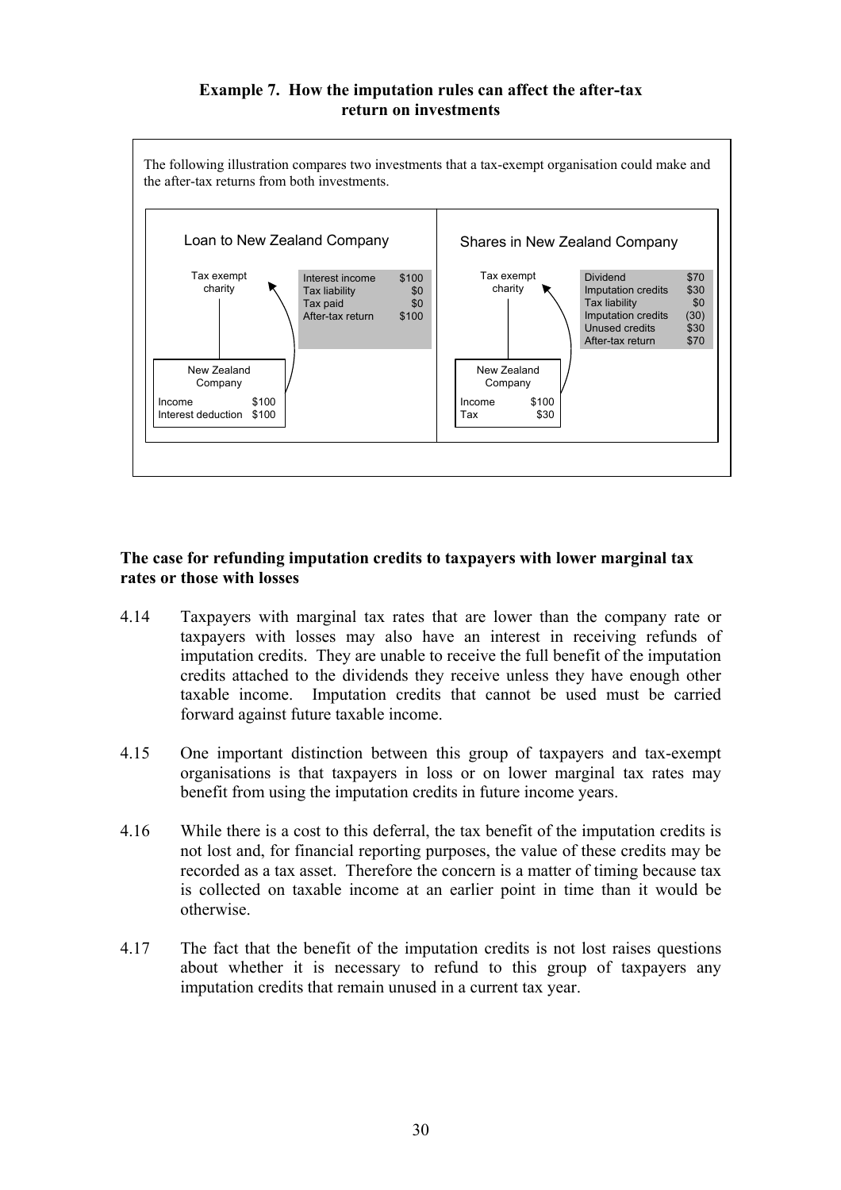**Example 7. How the imputation rules can affect the after-tax return on investments**

The following illustration compares two investments that a tax-exempt organisation could make and the after-tax returns from both investments.

**Loan to New Zealand Company**

Tax exempt charity

| | |
|---|---|
| Interest income | $100 |
| Tax liability | $0 |
| Tax paid | $0 |
| After-tax return | $100 |

New Zealand Company

| | |
|---|---|
| Income | $100 |
| Interest deduction | $100 |

**Shares in New Zealand Company**

Tax exempt charity

| | |
|---|---|
| Dividend | $70 |
| Imputation credits | $30 |
| Tax liability | $0 |
| Imputation credits | (30) |
| Unused credits | $30 |
| After-tax return | $70 |

New Zealand Company

| | |
|---|---|
| Income | $100 |
| Tax | $30 |

**The case for refunding imputation credits to taxpayers with lower marginal tax rates or those with losses**

4.14 Taxpayers with marginal tax rates that are lower than the company rate or taxpayers with losses may also have an interest in receiving refunds of imputation credits. They are unable to receive the full benefit of the imputation credits attached to the dividends they receive unless they have enough other taxable income. Imputation credits that cannot be used must be carried forward against future taxable income.

4.15 One important distinction between this group of taxpayers and tax-exempt organisations is that taxpayers in loss or on lower marginal tax rates may benefit from using the imputation credits in future income years.

4.16 While there is a cost to this deferral, the tax benefit of the imputation credits is not lost and, for financial reporting purposes, the value of these credits may be recorded as a tax asset. Therefore the concern is a matter of timing because tax is collected on taxable income at an earlier point in time than it would be otherwise.

4.17 The fact that the benefit of the imputation credits is not lost raises questions about whether it is necessary to refund to this group of taxpayers any imputation credits that remain unused in a current tax year.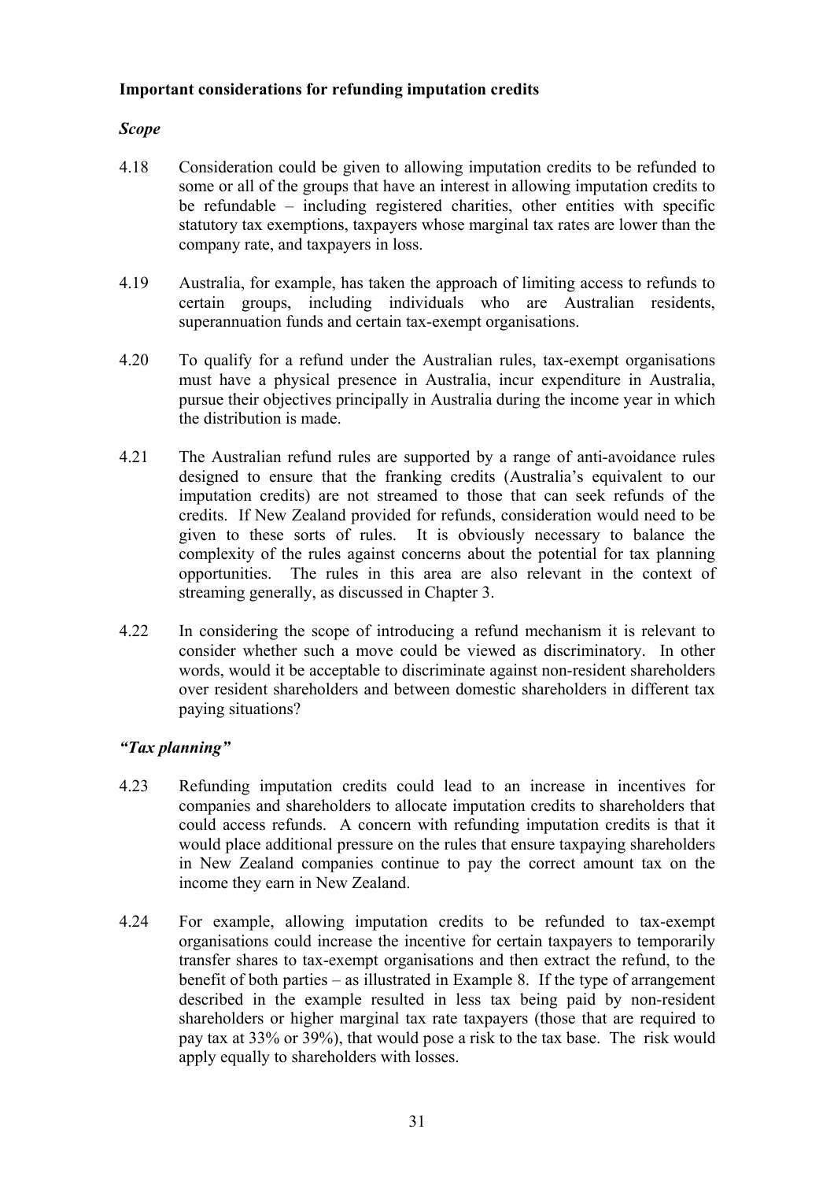**Important considerations for refunding imputation credits**

***Scope***

4.18 Consideration could be given to allowing imputation credits to be refunded to some or all of the groups that have an interest in allowing imputation credits to be refundable – including registered charities, other entities with specific statutory tax exemptions, taxpayers whose marginal tax rates are lower than the company rate, and taxpayers in loss.

4.19 Australia, for example, has taken the approach of limiting access to refunds to certain groups, including individuals who are Australian residents, superannuation funds and certain tax-exempt organisations.

4.20 To qualify for a refund under the Australian rules, tax-exempt organisations must have a physical presence in Australia, incur expenditure in Australia, pursue their objectives principally in Australia during the income year in which the distribution is made.

4.21 The Australian refund rules are supported by a range of anti-avoidance rules designed to ensure that the franking credits (Australia's equivalent to our imputation credits) are not streamed to those that can seek refunds of the credits. If New Zealand provided for refunds, consideration would need to be given to these sorts of rules. It is obviously necessary to balance the complexity of the rules against concerns about the potential for tax planning opportunities. The rules in this area are also relevant in the context of streaming generally, as discussed in Chapter 3.

4.22 In considering the scope of introducing a refund mechanism it is relevant to consider whether such a move could be viewed as discriminatory. In other words, would it be acceptable to discriminate against non-resident shareholders over resident shareholders and between domestic shareholders in different tax paying situations?

***"Tax planning"***

4.23 Refunding imputation credits could lead to an increase in incentives for companies and shareholders to allocate imputation credits to shareholders that could access refunds. A concern with refunding imputation credits is that it would place additional pressure on the rules that ensure taxpaying shareholders in New Zealand companies continue to pay the correct amount tax on the income they earn in New Zealand.

4.24 For example, allowing imputation credits to be refunded to tax-exempt organisations could increase the incentive for certain taxpayers to temporarily transfer shares to tax-exempt organisations and then extract the refund, to the benefit of both parties – as illustrated in Example 8. If the type of arrangement described in the example resulted in less tax being paid by non-resident shareholders or higher marginal tax rate taxpayers (those that are required to pay tax at 33% or 39%), that would pose a risk to the tax base. The risk would apply equally to shareholders with losses.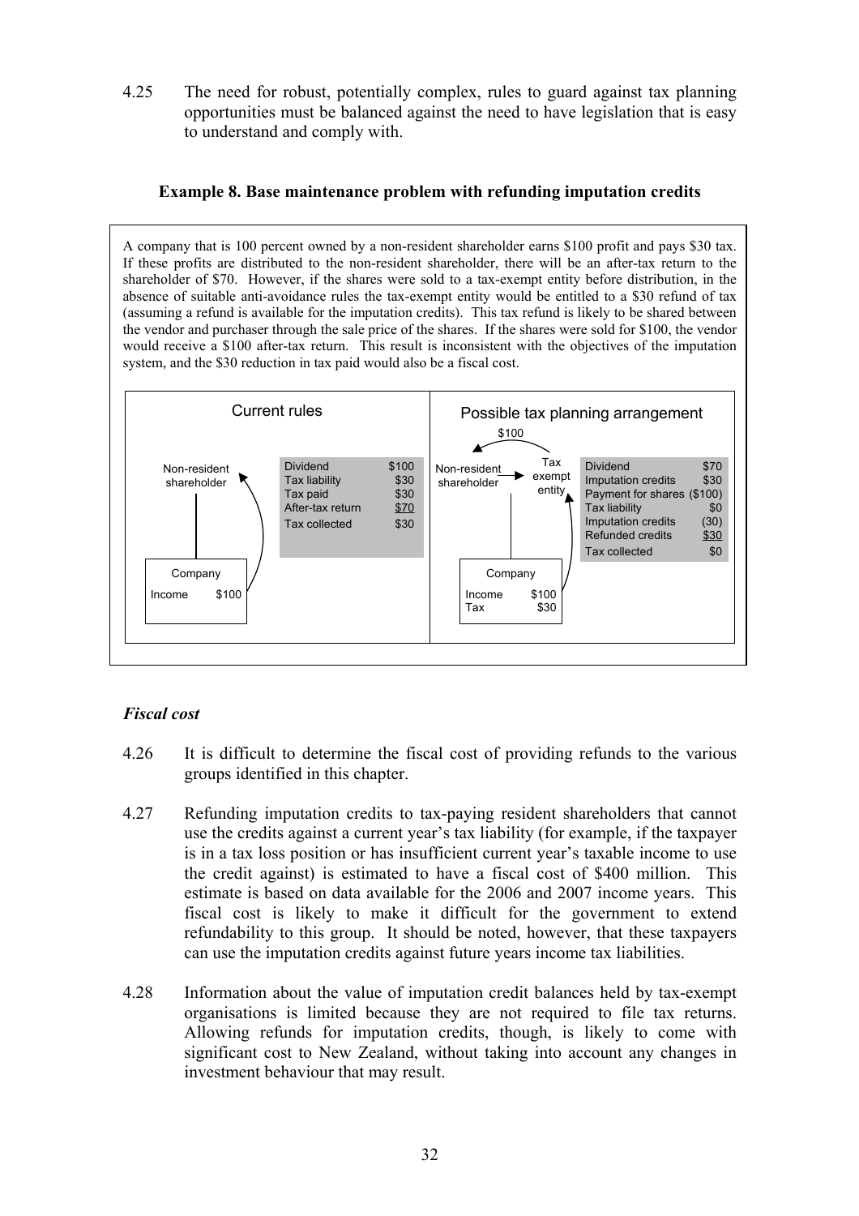4.25 The need for robust, potentially complex, rules to guard against tax planning opportunities must be balanced against the need to have legislation that is easy to understand and comply with.

### Example 8. Base maintenance problem with refunding imputation credits

A company that is 100 percent owned by a non-resident shareholder earns $100 profit and pays $30 tax. If these profits are distributed to the non-resident shareholder, there will be an after-tax return to the shareholder of $70. However, if the shares were sold to a tax-exempt entity before distribution, in the absence of suitable anti-avoidance rules the tax-exempt entity would be entitled to a $30 refund of tax (assuming a refund is available for the imputation credits). This tax refund is likely to be shared between the vendor and purchaser through the sale price of the shares. If the shares were sold for $100, the vendor would receive a $100 after-tax return. This result is inconsistent with the objectives of the imputation system, and the $30 reduction in tax paid would also be a fiscal cost.

**Current rules**

Non-resident shareholder ← Company (Income $100)

| | |
|---|---|
| Dividend | $100 |
| Tax liability | $30 |
| Tax paid | $30 |
| After-tax return | $70 |
| Tax collected | $30 |

**Possible tax planning arrangement**

Non-resident shareholder → Tax exempt entity ($100 paid to non-resident shareholder); Company (Income $100, Tax $30) → Tax exempt entity

| | |
|---|---|
| Dividend | $70 |
| Imputation credits | $30 |
| Payment for shares | ($100) |
| Tax liability | $0 |
| Imputation credits | (30) |
| Refunded credits | $30 |
| Tax collected | $0 |

### *Fiscal cost*

4.26 It is difficult to determine the fiscal cost of providing refunds to the various groups identified in this chapter.

4.27 Refunding imputation credits to tax-paying resident shareholders that cannot use the credits against a current year's tax liability (for example, if the taxpayer is in a tax loss position or has insufficient current year's taxable income to use the credit against) is estimated to have a fiscal cost of $400 million. This estimate is based on data available for the 2006 and 2007 income years. This fiscal cost is likely to make it difficult for the government to extend refundability to this group. It should be noted, however, that these taxpayers can use the imputation credits against future years income tax liabilities.

4.28 Information about the value of imputation credit balances held by tax-exempt organisations is limited because they are not required to file tax returns. Allowing refunds for imputation credits, though, is likely to come with significant cost to New Zealand, without taking into account any changes in investment behaviour that may result.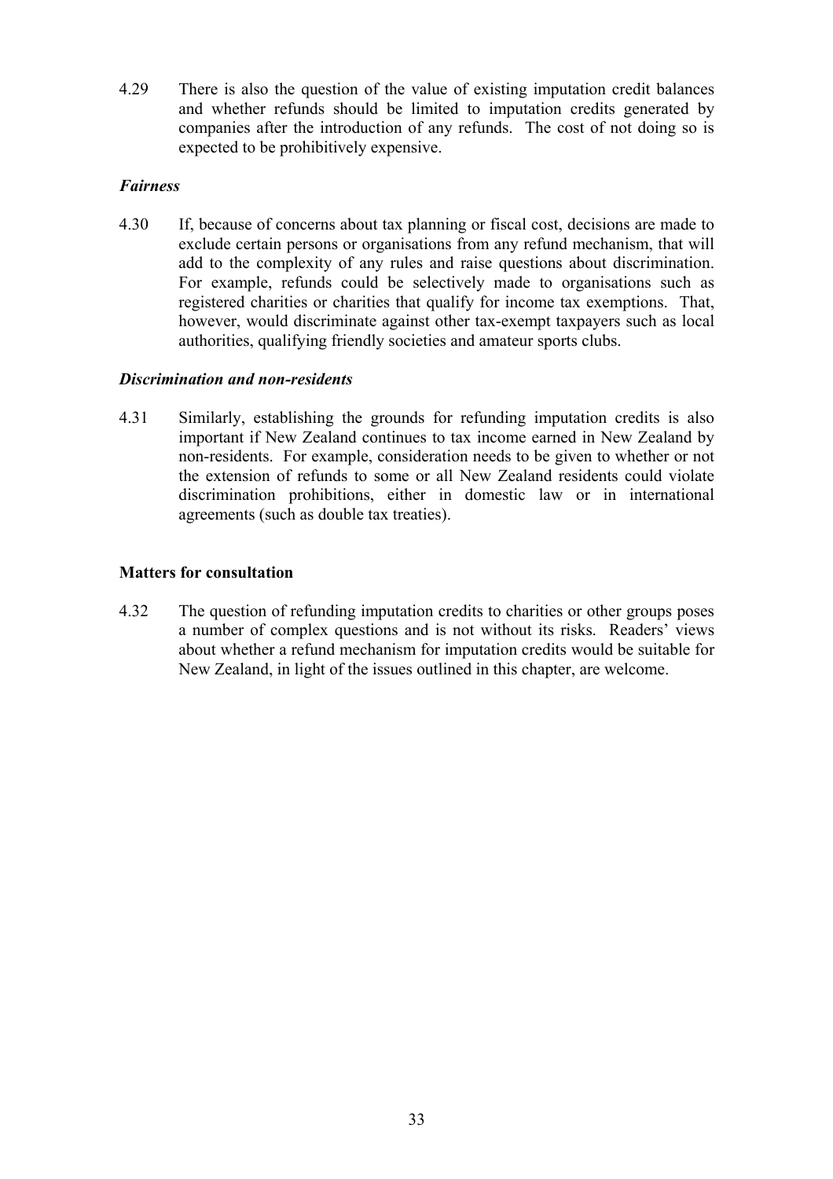4.29 There is also the question of the value of existing imputation credit balances and whether refunds should be limited to imputation credits generated by companies after the introduction of any refunds. The cost of not doing so is expected to be prohibitively expensive.

### *Fairness*

4.30 If, because of concerns about tax planning or fiscal cost, decisions are made to exclude certain persons or organisations from any refund mechanism, that will add to the complexity of any rules and raise questions about discrimination. For example, refunds could be selectively made to organisations such as registered charities or charities that qualify for income tax exemptions. That, however, would discriminate against other tax-exempt taxpayers such as local authorities, qualifying friendly societies and amateur sports clubs.

### *Discrimination and non-residents*

4.31 Similarly, establishing the grounds for refunding imputation credits is also important if New Zealand continues to tax income earned in New Zealand by non-residents. For example, consideration needs to be given to whether or not the extension of refunds to some or all New Zealand residents could violate discrimination prohibitions, either in domestic law or in international agreements (such as double tax treaties).

## Matters for consultation

4.32 The question of refunding imputation credits to charities or other groups poses a number of complex questions and is not without its risks. Readers' views about whether a refund mechanism for imputation credits would be suitable for New Zealand, in light of the issues outlined in this chapter, are welcome.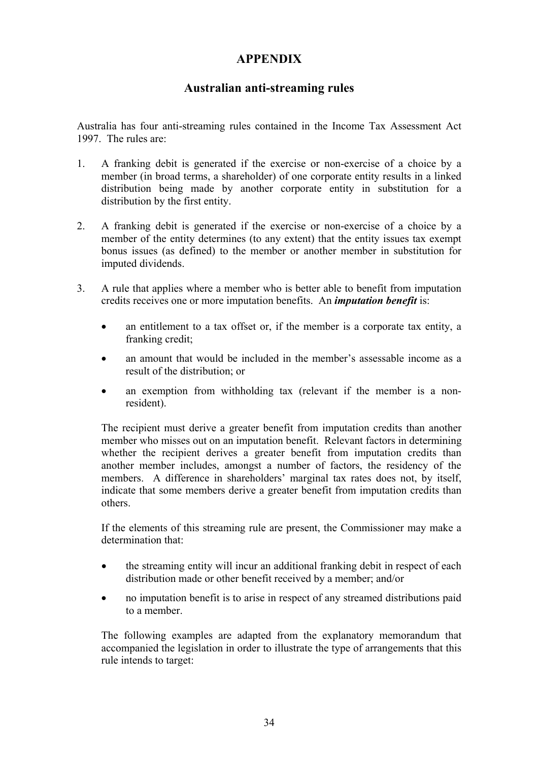# APPENDIX

## Australian anti-streaming rules

Australia has four anti-streaming rules contained in the Income Tax Assessment Act 1997. The rules are:

1. A franking debit is generated if the exercise or non-exercise of a choice by a member (in broad terms, a shareholder) of one corporate entity results in a linked distribution being made by another corporate entity in substitution for a distribution by the first entity.

2. A franking debit is generated if the exercise or non-exercise of a choice by a member of the entity determines (to any extent) that the entity issues tax exempt bonus issues (as defined) to the member or another member in substitution for imputed dividends.

3. A rule that applies where a member who is better able to benefit from imputation credits receives one or more imputation benefits. An ***imputation benefit*** is:

   - an entitlement to a tax offset or, if the member is a corporate tax entity, a franking credit;
   - an amount that would be included in the member's assessable income as a result of the distribution; or
   - an exemption from withholding tax (relevant if the member is a non-resident).

   The recipient must derive a greater benefit from imputation credits than another member who misses out on an imputation benefit. Relevant factors in determining whether the recipient derives a greater benefit from imputation credits than another member includes, amongst a number of factors, the residency of the members. A difference in shareholders' marginal tax rates does not, by itself, indicate that some members derive a greater benefit from imputation credits than others.

   If the elements of this streaming rule are present, the Commissioner may make a determination that:

   - the streaming entity will incur an additional franking debit in respect of each distribution made or other benefit received by a member; and/or
   - no imputation benefit is to arise in respect of any streamed distributions paid to a member.

   The following examples are adapted from the explanatory memorandum that accompanied the legislation in order to illustrate the type of arrangements that this rule intends to target: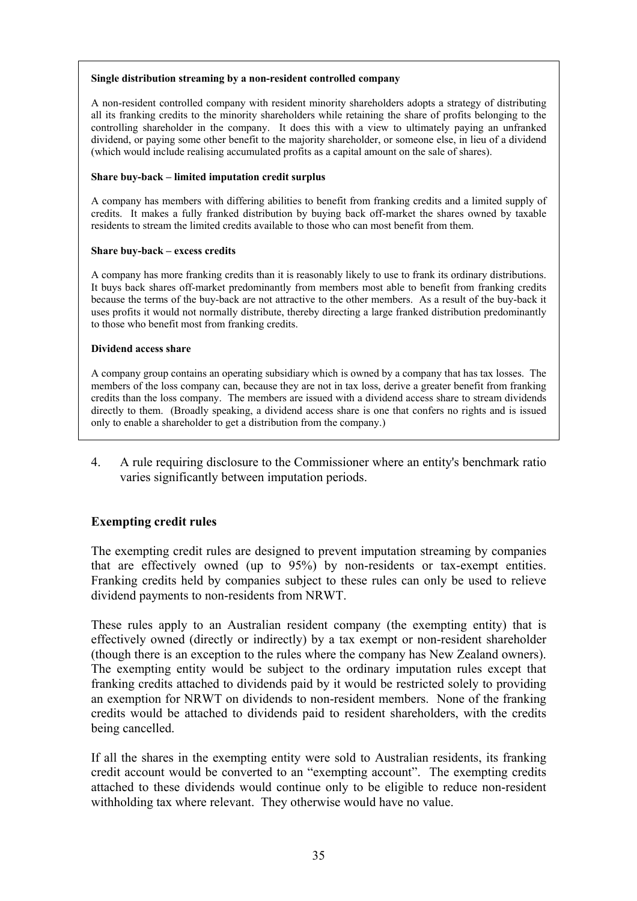**Single distribution streaming by a non-resident controlled company**

A non-resident controlled company with resident minority shareholders adopts a strategy of distributing all its franking credits to the minority shareholders while retaining the share of profits belonging to the controlling shareholder in the company. It does this with a view to ultimately paying an unfranked dividend, or paying some other benefit to the majority shareholder, or someone else, in lieu of a dividend (which would include realising accumulated profits as a capital amount on the sale of shares).

**Share buy-back – limited imputation credit surplus**

A company has members with differing abilities to benefit from franking credits and a limited supply of credits. It makes a fully franked distribution by buying back off-market the shares owned by taxable residents to stream the limited credits available to those who can most benefit from them.

**Share buy-back – excess credits**

A company has more franking credits than it is reasonably likely to use to frank its ordinary distributions. It buys back shares off-market predominantly from members most able to benefit from franking credits because the terms of the buy-back are not attractive to the other members. As a result of the buy-back it uses profits it would not normally distribute, thereby directing a large franked distribution predominantly to those who benefit most from franking credits.

**Dividend access share**

A company group contains an operating subsidiary which is owned by a company that has tax losses. The members of the loss company can, because they are not in tax loss, derive a greater benefit from franking credits than the loss company. The members are issued with a dividend access share to stream dividends directly to them. (Broadly speaking, a dividend access share is one that confers no rights and is issued only to enable a shareholder to get a distribution from the company.)

4. A rule requiring disclosure to the Commissioner where an entity's benchmark ratio varies significantly between imputation periods.

## Exempting credit rules

The exempting credit rules are designed to prevent imputation streaming by companies that are effectively owned (up to 95%) by non-residents or tax-exempt entities. Franking credits held by companies subject to these rules can only be used to relieve dividend payments to non-residents from NRWT.

These rules apply to an Australian resident company (the exempting entity) that is effectively owned (directly or indirectly) by a tax exempt or non-resident shareholder (though there is an exception to the rules where the company has New Zealand owners). The exempting entity would be subject to the ordinary imputation rules except that franking credits attached to dividends paid by it would be restricted solely to providing an exemption for NRWT on dividends to non-resident members. None of the franking credits would be attached to dividends paid to resident shareholders, with the credits being cancelled.

If all the shares in the exempting entity were sold to Australian residents, its franking credit account would be converted to an "exempting account". The exempting credits attached to these dividends would continue only to be eligible to reduce non-resident withholding tax where relevant. They otherwise would have no value.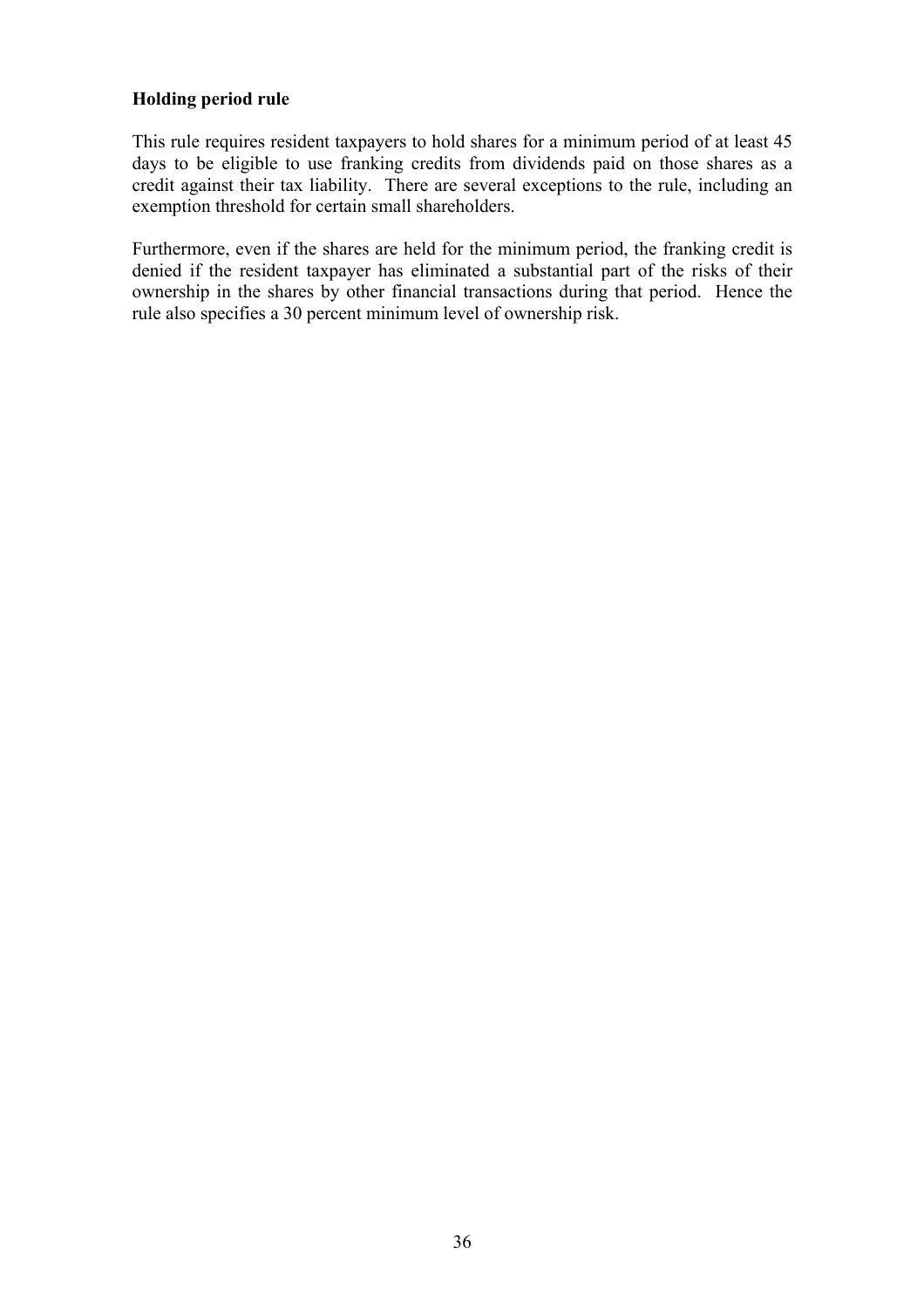**Holding period rule**

This rule requires resident taxpayers to hold shares for a minimum period of at least 45 days to be eligible to use franking credits from dividends paid on those shares as a credit against their tax liability. There are several exceptions to the rule, including an exemption threshold for certain small shareholders.

Furthermore, even if the shares are held for the minimum period, the franking credit is denied if the resident taxpayer has eliminated a substantial part of the risks of their ownership in the shares by other financial transactions during that period. Hence the rule also specifies a 30 percent minimum level of ownership risk.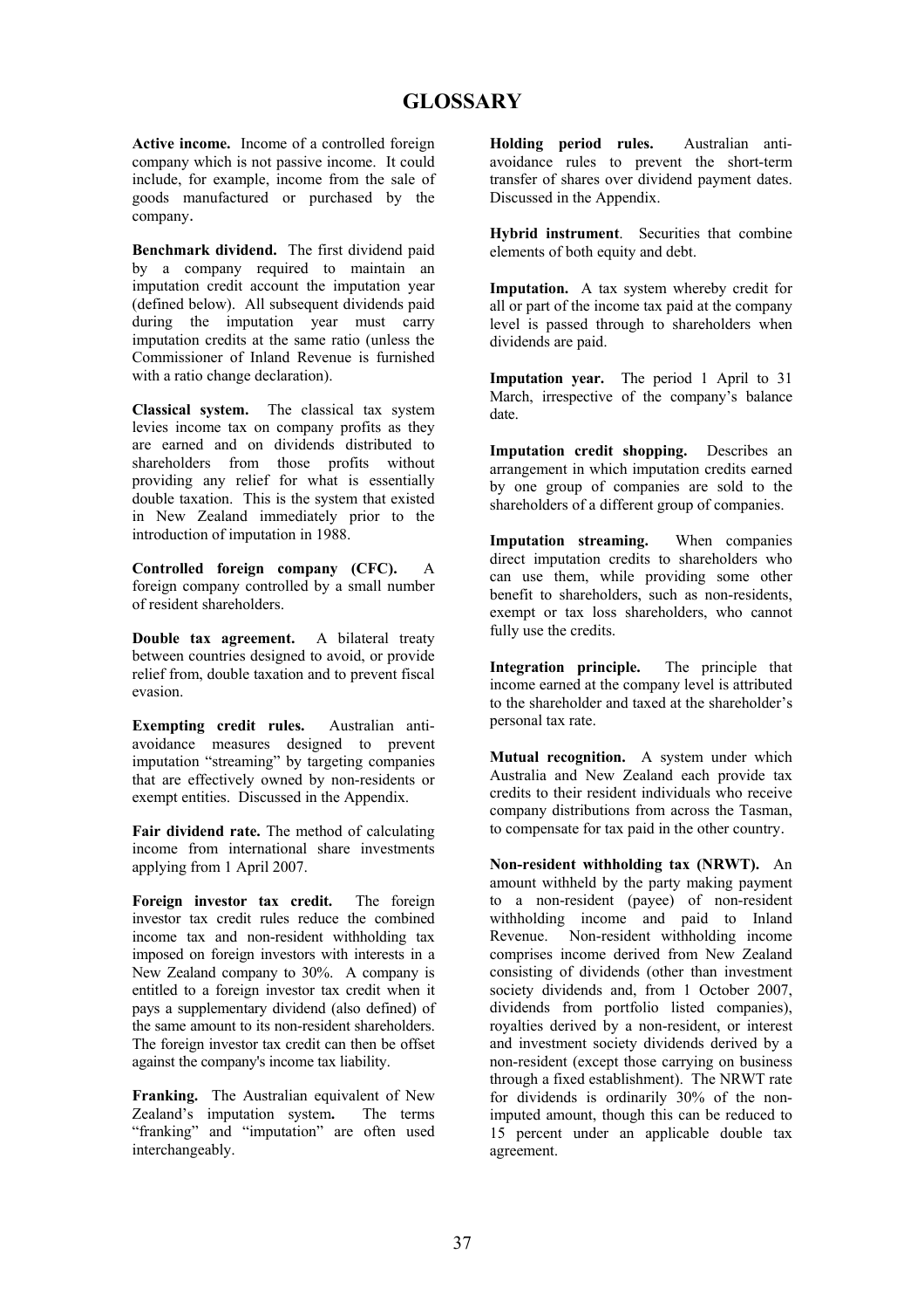# GLOSSARY

**Active income.** Income of a controlled foreign company which is not passive income. It could include, for example, income from the sale of goods manufactured or purchased by the company.

**Benchmark dividend.** The first dividend paid by a company required to maintain an imputation credit account the imputation year (defined below). All subsequent dividends paid during the imputation year must carry imputation credits at the same ratio (unless the Commissioner of Inland Revenue is furnished with a ratio change declaration).

**Classical system.** The classical tax system levies income tax on company profits as they are earned and on dividends distributed to shareholders from those profits without providing any relief for what is essentially double taxation. This is the system that existed in New Zealand immediately prior to the introduction of imputation in 1988.

**Controlled foreign company (CFC).** A foreign company controlled by a small number of resident shareholders.

**Double tax agreement.** A bilateral treaty between countries designed to avoid, or provide relief from, double taxation and to prevent fiscal evasion.

**Exempting credit rules.** Australian anti-avoidance measures designed to prevent imputation "streaming" by targeting companies that are effectively owned by non-residents or exempt entities. Discussed in the Appendix.

**Fair dividend rate.** The method of calculating income from international share investments applying from 1 April 2007.

**Foreign investor tax credit.** The foreign investor tax credit rules reduce the combined income tax and non-resident withholding tax imposed on foreign investors with interests in a New Zealand company to 30%. A company is entitled to a foreign investor tax credit when it pays a supplementary dividend (also defined) of the same amount to its non-resident shareholders. The foreign investor tax credit can then be offset against the company's income tax liability.

**Franking.** The Australian equivalent of New Zealand's imputation system**.** The terms "franking" and "imputation" are often used interchangeably.

**Holding period rules.** Australian anti-avoidance rules to prevent the short-term transfer of shares over dividend payment dates. Discussed in the Appendix.

**Hybrid instrument**. Securities that combine elements of both equity and debt.

**Imputation.** A tax system whereby credit for all or part of the income tax paid at the company level is passed through to shareholders when dividends are paid.

**Imputation year.** The period 1 April to 31 March, irrespective of the company's balance date.

**Imputation credit shopping.** Describes an arrangement in which imputation credits earned by one group of companies are sold to the shareholders of a different group of companies.

**Imputation streaming.** When companies direct imputation credits to shareholders who can use them, while providing some other benefit to shareholders, such as non-residents, exempt or tax loss shareholders, who cannot fully use the credits.

**Integration principle.** The principle that income earned at the company level is attributed to the shareholder and taxed at the shareholder's personal tax rate.

**Mutual recognition.** A system under which Australia and New Zealand each provide tax credits to their resident individuals who receive company distributions from across the Tasman, to compensate for tax paid in the other country.

**Non-resident withholding tax (NRWT).** An amount withheld by the party making payment to a non-resident (payee) of non-resident withholding income and paid to Inland Revenue. Non-resident withholding income comprises income derived from New Zealand consisting of dividends (other than investment society dividends and, from 1 October 2007, dividends from portfolio listed companies), royalties derived by a non-resident, or interest and investment society dividends derived by a non-resident (except those carrying on business through a fixed establishment). The NRWT rate for dividends is ordinarily 30% of the non-imputed amount, though this can be reduced to 15 percent under an applicable double tax agreement.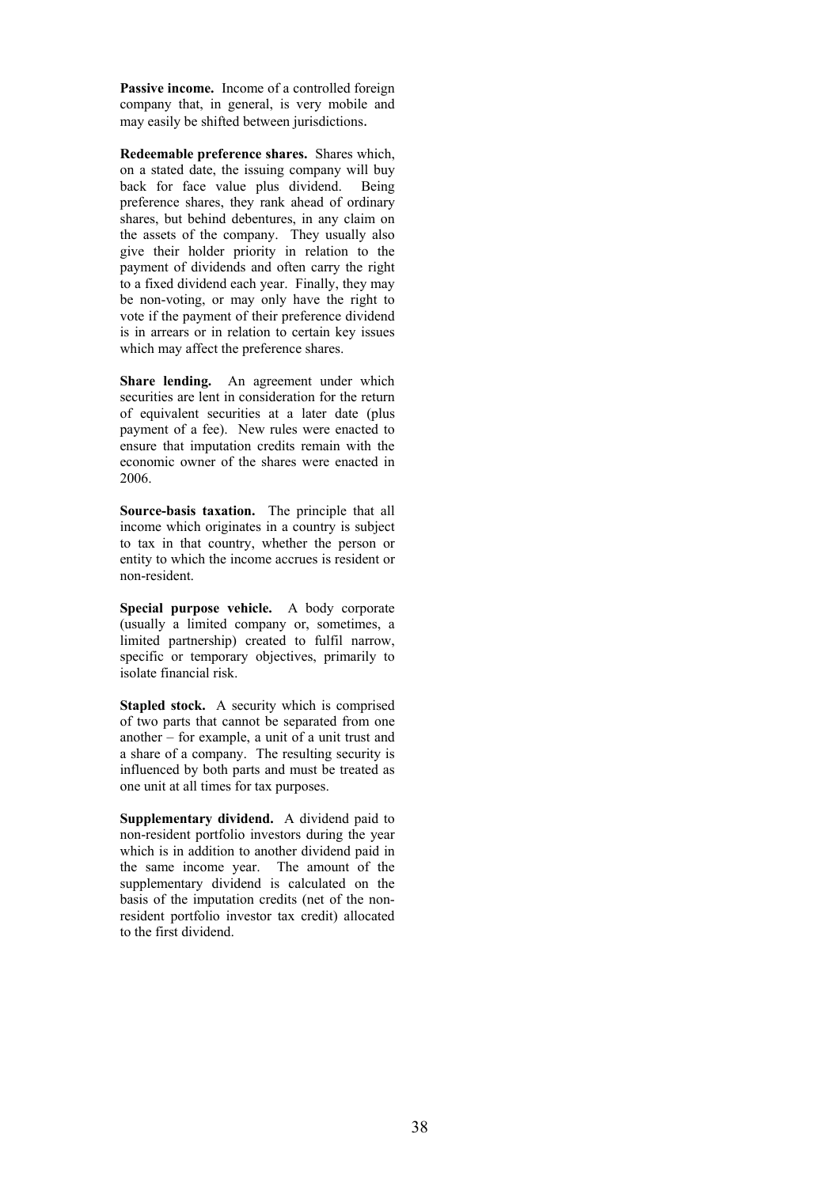**Passive income.** Income of a controlled foreign company that, in general, is very mobile and may easily be shifted between jurisdictions.

**Redeemable preference shares.** Shares which, on a stated date, the issuing company will buy back for face value plus dividend. Being preference shares, they rank ahead of ordinary shares, but behind debentures, in any claim on the assets of the company. They usually also give their holder priority in relation to the payment of dividends and often carry the right to a fixed dividend each year. Finally, they may be non-voting, or may only have the right to vote if the payment of their preference dividend is in arrears or in relation to certain key issues which may affect the preference shares.

**Share lending.** An agreement under which securities are lent in consideration for the return of equivalent securities at a later date (plus payment of a fee). New rules were enacted to ensure that imputation credits remain with the economic owner of the shares were enacted in 2006.

**Source-basis taxation.** The principle that all income which originates in a country is subject to tax in that country, whether the person or entity to which the income accrues is resident or non-resident.

**Special purpose vehicle.** A body corporate (usually a limited company or, sometimes, a limited partnership) created to fulfil narrow, specific or temporary objectives, primarily to isolate financial risk.

**Stapled stock.** A security which is comprised of two parts that cannot be separated from one another – for example, a unit of a unit trust and a share of a company. The resulting security is influenced by both parts and must be treated as one unit at all times for tax purposes.

**Supplementary dividend.** A dividend paid to non-resident portfolio investors during the year which is in addition to another dividend paid in the same income year. The amount of the supplementary dividend is calculated on the basis of the imputation credits (net of the non-resident portfolio investor tax credit) allocated to the first dividend.